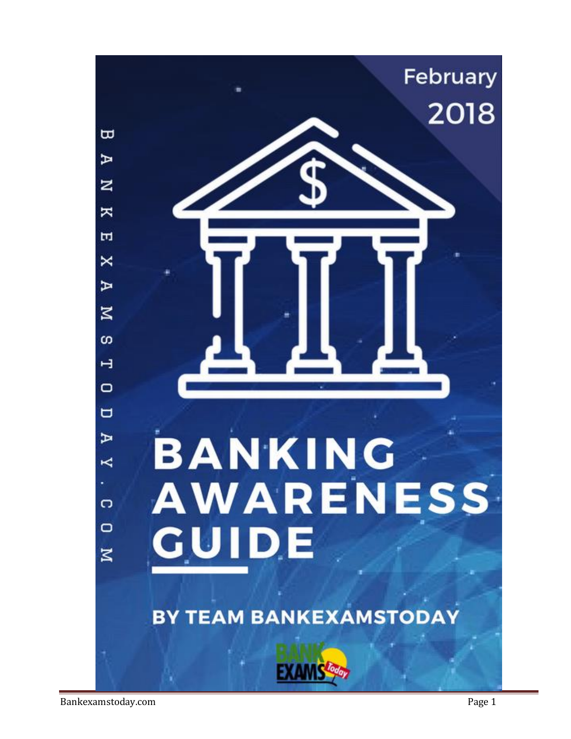February 2018

BANKEXAMSTODAY.COM

# BANKING AWARENESS GUIDE

BY TEAM BANKEXAMSTODAY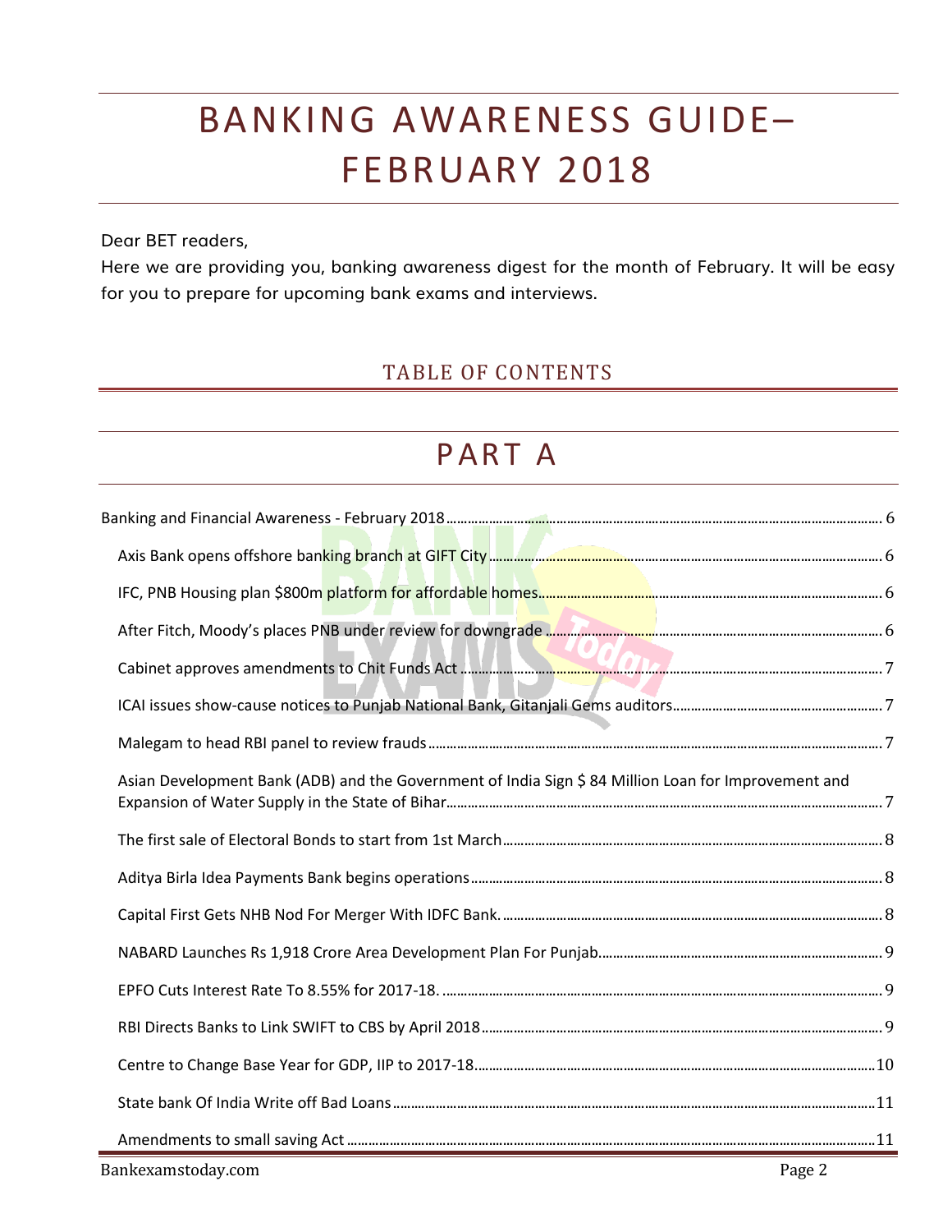# BANKING AWARENESS GUIDE– FEBRUARY 2018

Dear BET readers,

Here we are providing you, banking awareness digest for the month of February. It will be easy for you to prepare for upcoming bank exams and interviews.

## TABLE OF CONTENTS

# PART A

Banking and Financial Awareness - February 2018 ........ 6

- Axis Bank opens offshore banking branch at GIFT City ........ 6
- IFC, PNB Housing plan $800m platform for affordable homes ........ 6
- After Fitch, Moody's places PNB under review for downgrade ........ 6
- Cabinet approves amendments to Chit Funds Act ........ 7
- ICAI issues show-cause notices to Punjab National Bank, Gitanjali Gems auditors ........ 7
- Malegam to head RBI panel to review frauds ........ 7
- Asian Development Bank (ADB) and the Government of India Sign $ 84 Million Loan for Improvement and Expansion of Water Supply in the State of Bihar ........ 7
- The first sale of Electoral Bonds to start from 1st March ........ 8
- Aditya Birla Idea Payments Bank begins operations ........ 8
- Capital First Gets NHB Nod For Merger With IDFC Bank. ........ 8
- NABARD Launches Rs 1,918 Crore Area Development Plan For Punjab ........ 9
- EPFO Cuts Interest Rate To 8.55% for 2017-18. ........ 9
- RBI Directs Banks to Link SWIFT to CBS by April 2018 ........ 9
- Centre to Change Base Year for GDP, IIP to 2017-18 ........ 10
- State bank Of India Write off Bad Loans ........ 11
- Amendments to small saving Act ........ 11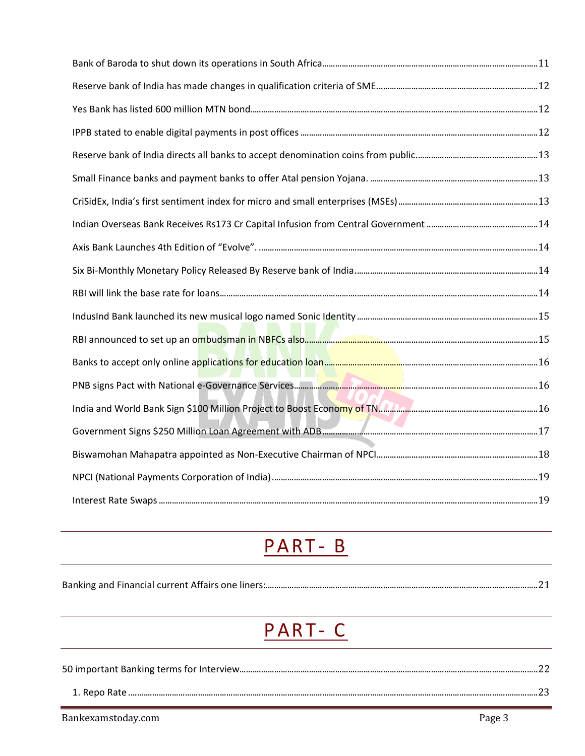Bank of Baroda to shut down its operations in South Africa ........ 11

Reserve bank of India has made changes in qualification criteria of SME. ........ 12

Yes Bank has listed 600 million MTN bond. ........ 12

IPPB stated to enable digital payments in post offices ........ 12

Reserve bank of India directs all banks to accept denomination coins from public. ........ 13

Small Finance banks and payment banks to offer Atal pension Yojana. ........ 13

CriSidEx, India's first sentiment index for micro and small enterprises (MSEs) ........ 13

Indian Overseas Bank Receives Rs173 Cr Capital Infusion from Central Government ........ 14

Axis Bank Launches 4th Edition of "Evolve". ........ 14

Six Bi-Monthly Monetary Policy Released By Reserve bank of India ........ 14

RBI will link the base rate for loans ........ 14

IndusInd Bank launched its new musical logo named Sonic Identity ........ 15

RBI announced to set up an ombudsman in NBFCs also ........ 15

Banks to accept only online applications for education loan ........ 16

PNB signs Pact with National e-Governance Services ........ 16

India and World Bank Sign $100 Million Project to Boost Economy of TN ........ 16

Government Signs $250 Million Loan Agreement with ADB ........ 17

Biswamohan Mahapatra appointed as Non-Executive Chairman of NPCI ........ 18

NPCI (National Payments Corporation of India) ........ 19

Interest Rate Swaps ........ 19

# PART- B

Banking and Financial current Affairs one liners: ........ 21

# PART- C

50 important Banking terms for Interview ........ 22

1. Repo Rate ........ 23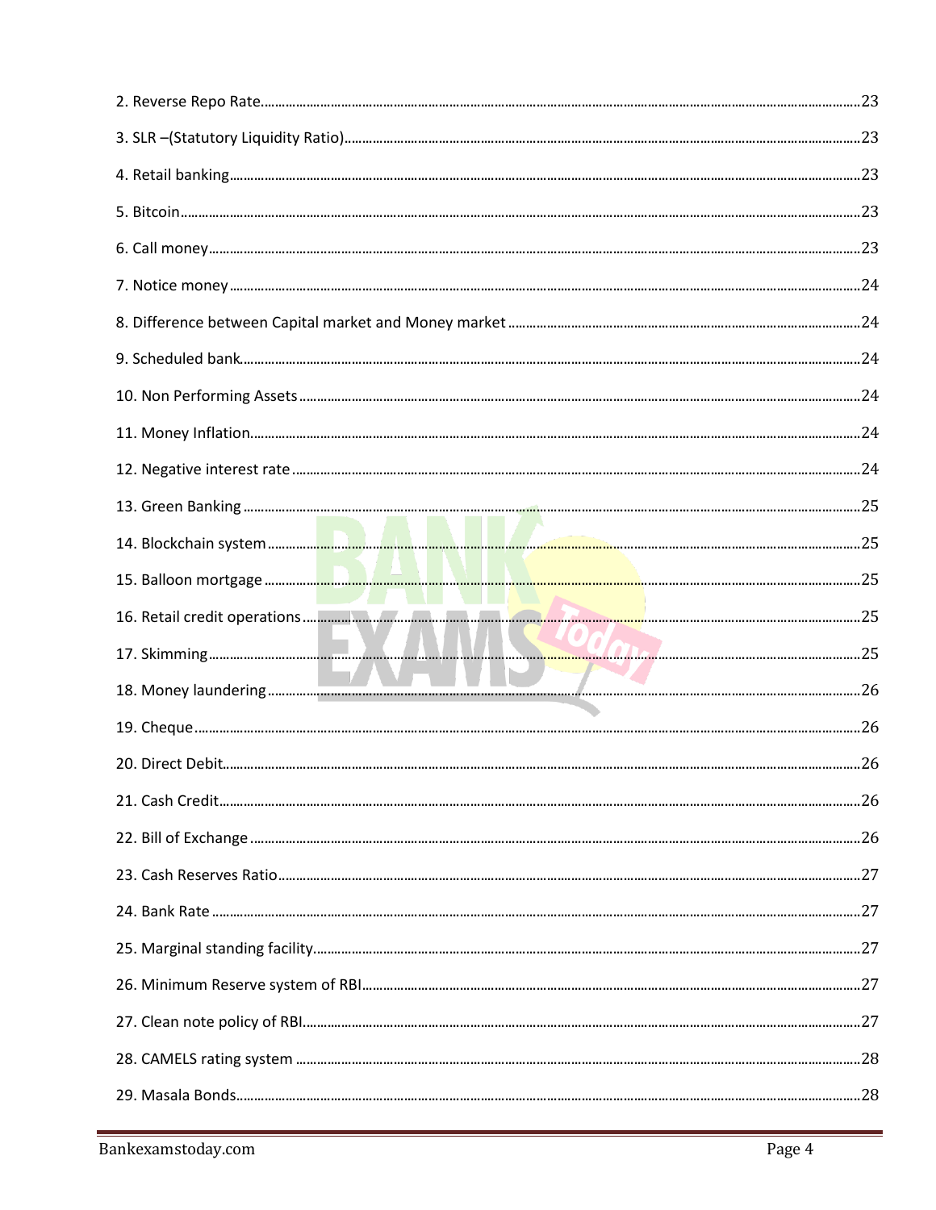2. Reverse Repo Rate....................................................................................................................................23

3. SLR –(Statutory Liquidity Ratio)...............................................................................................................23

4. Retail banking............................................................................................................................................23

5. Bitcoin.......................................................................................................................................................23

6. Call money.................................................................................................................................................23

7. Notice money.............................................................................................................................................24

8. Difference between Capital market and Money market .........................................................................24

9. Scheduled bank..........................................................................................................................................24

10. Non Performing Assets ............................................................................................................................24

11. Money Inflation.........................................................................................................................................24

12. Negative interest rate ..............................................................................................................................24

13. Green Banking ..........................................................................................................................................25

14. Blockchain system....................................................................................................................................25

15. Balloon mortgage .....................................................................................................................................25

16. Retail credit operations............................................................................................................................25

17. Skimming..................................................................................................................................................25

18. Money laundering.....................................................................................................................................26

19. Cheque......................................................................................................................................................26

20. Direct Debit...............................................................................................................................................26

21. Cash Credit................................................................................................................................................26

22. Bill of Exchange ........................................................................................................................................26

23. Cash Reserves Ratio..................................................................................................................................27

24. Bank Rate ..................................................................................................................................................27

25. Marginal standing facility..........................................................................................................................27

26. Minimum Reserve system of RBI...............................................................................................................27

27. Clean note policy of RBI.............................................................................................................................27

28. CAMELS rating system ..............................................................................................................................28

29. Masala Bonds.............................................................................................................................................28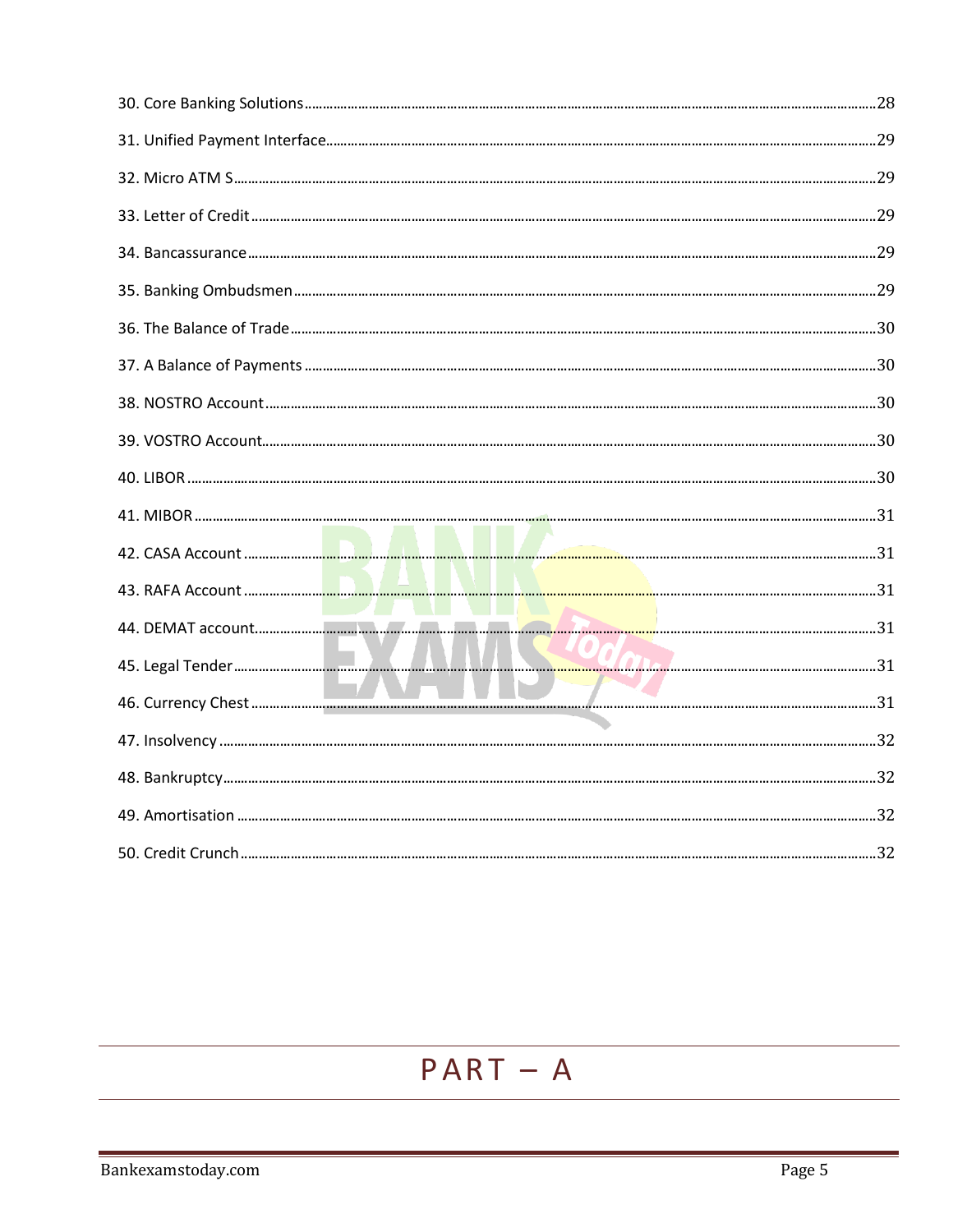30. Core Banking Solutions ........................................................................ 28

31. Unified Payment Interface ........................................................................ 29

32. Micro ATM S ........................................................................ 29

33. Letter of Credit ........................................................................ 29

34. Bancassurance ........................................................................ 29

35. Banking Ombudsmen ........................................................................ 29

36. The Balance of Trade ........................................................................ 30

37. A Balance of Payments ........................................................................ 30

38. NOSTRO Account ........................................................................ 30

39. VOSTRO Account ........................................................................ 30

40. LIBOR ........................................................................ 30

41. MIBOR ........................................................................ 31

42. CASA Account ........................................................................ 31

43. RAFA Account ........................................................................ 31

44. DEMAT account ........................................................................ 31

45. Legal Tender ........................................................................ 31

46. Currency Chest ........................................................................ 31

47. Insolvency ........................................................................ 32

48. Bankruptcy ........................................................................ 32

49. Amortisation ........................................................................ 32

50. Credit Crunch ........................................................................ 32

# PART – A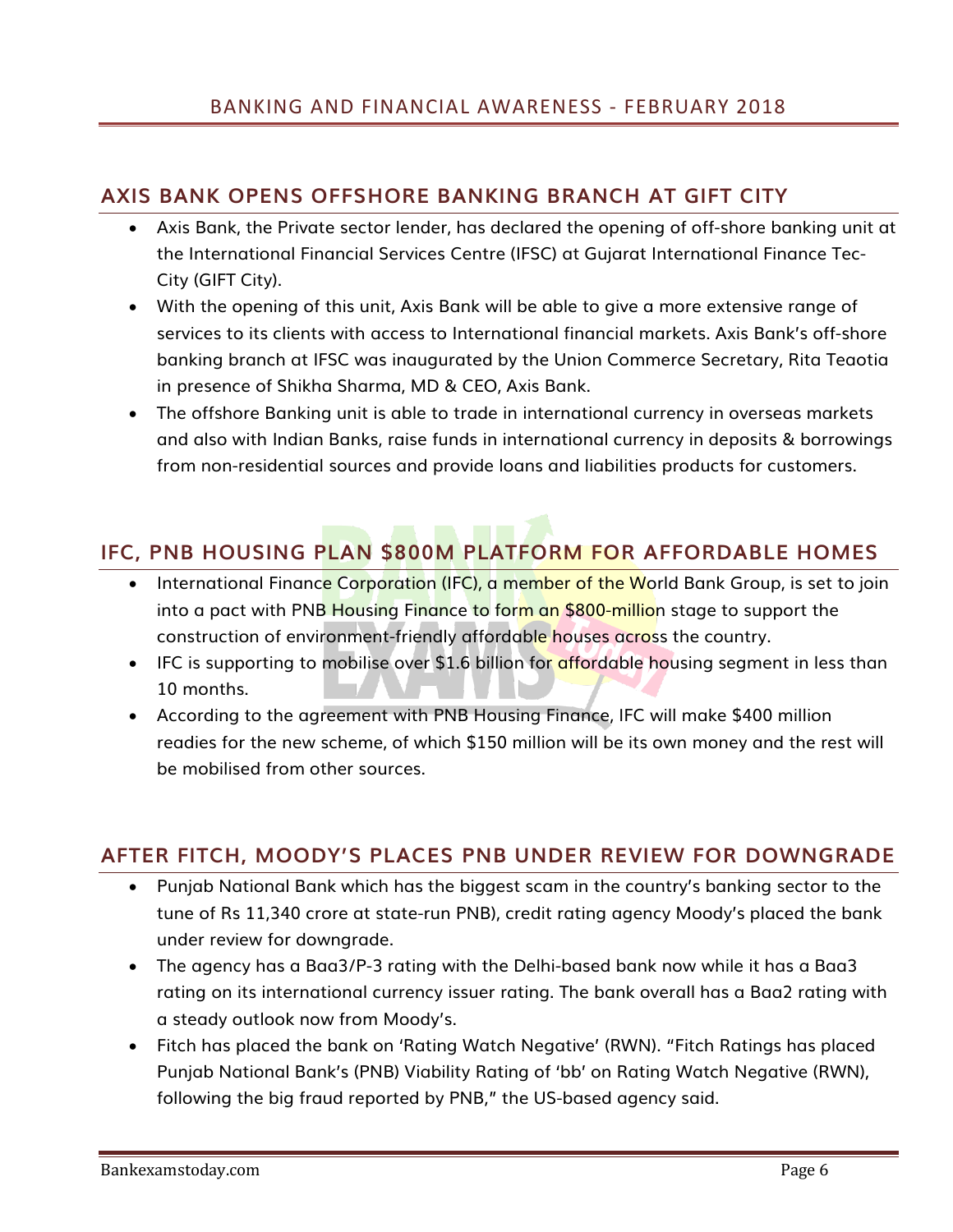## AXIS BANK OPENS OFFSHORE BANKING BRANCH AT GIFT CITY

- Axis Bank, the Private sector lender, has declared the opening of off-shore banking unit at the International Financial Services Centre (IFSC) at Gujarat International Finance Tec-City (GIFT City).
- With the opening of this unit, Axis Bank will be able to give a more extensive range of services to its clients with access to International financial markets. Axis Bank's off-shore banking branch at IFSC was inaugurated by the Union Commerce Secretary, Rita Teaotia in presence of Shikha Sharma, MD & CEO, Axis Bank.
- The offshore Banking unit is able to trade in international currency in overseas markets and also with Indian Banks, raise funds in international currency in deposits & borrowings from non-residential sources and provide loans and liabilities products for customers.

## IFC, PNB HOUSING PLAN $800M PLATFORM FOR AFFORDABLE HOMES

- International Finance Corporation (IFC), a member of the World Bank Group, is set to join into a pact with PNB Housing Finance to form an $800-million stage to support the construction of environment-friendly affordable houses across the country.
- IFC is supporting to mobilise over $1.6 billion for affordable housing segment in less than 10 months.
- According to the agreement with PNB Housing Finance, IFC will make $400 million readies for the new scheme, of which $150 million will be its own money and the rest will be mobilised from other sources.

## AFTER FITCH, MOODY'S PLACES PNB UNDER REVIEW FOR DOWNGRADE

- Punjab National Bank which has the biggest scam in the country's banking sector to the tune of Rs 11,340 crore at state-run PNB), credit rating agency Moody's placed the bank under review for downgrade.
- The agency has a Baa3/P-3 rating with the Delhi-based bank now while it has a Baa3 rating on its international currency issuer rating. The bank overall has a Baa2 rating with a steady outlook now from Moody's.
- Fitch has placed the bank on 'Rating Watch Negative' (RWN). "Fitch Ratings has placed Punjab National Bank's (PNB) Viability Rating of 'bb' on Rating Watch Negative (RWN), following the big fraud reported by PNB," the US-based agency said.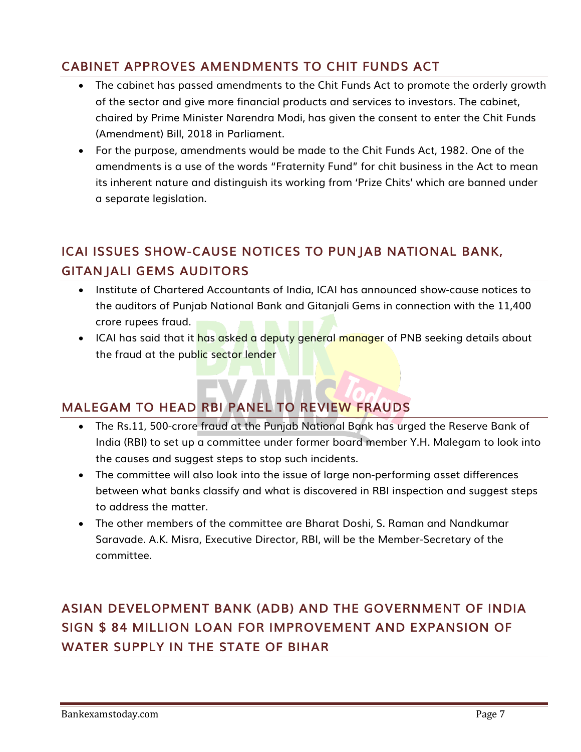## CABINET APPROVES AMENDMENTS TO CHIT FUNDS ACT

- The cabinet has passed amendments to the Chit Funds Act to promote the orderly growth of the sector and give more financial products and services to investors. The cabinet, chaired by Prime Minister Narendra Modi, has given the consent to enter the Chit Funds (Amendment) Bill, 2018 in Parliament.
- For the purpose, amendments would be made to the Chit Funds Act, 1982. One of the amendments is a use of the words "Fraternity Fund" for chit business in the Act to mean its inherent nature and distinguish its working from 'Prize Chits' which are banned under a separate legislation.

## ICAI ISSUES SHOW-CAUSE NOTICES TO PUNJAB NATIONAL BANK, GITANJALI GEMS AUDITORS

- Institute of Chartered Accountants of India, ICAI has announced show-cause notices to the auditors of Punjab National Bank and Gitanjali Gems in connection with the 11,400 crore rupees fraud.
- ICAI has said that it has asked a deputy general manager of PNB seeking details about the fraud at the public sector lender

## MALEGAM TO HEAD RBI PANEL TO REVIEW FRAUDS

- The Rs.11, 500-crore fraud at the Punjab National Bank has urged the Reserve Bank of India (RBI) to set up a committee under former board member Y.H. Malegam to look into the causes and suggest steps to stop such incidents.
- The committee will also look into the issue of large non-performing asset differences between what banks classify and what is discovered in RBI inspection and suggest steps to address the matter.
- The other members of the committee are Bharat Doshi, S. Raman and Nandkumar Saravade. A.K. Misra, Executive Director, RBI, will be the Member-Secretary of the committee.

## ASIAN DEVELOPMENT BANK (ADB) AND THE GOVERNMENT OF INDIA SIGN $ 84 MILLION LOAN FOR IMPROVEMENT AND EXPANSION OF WATER SUPPLY IN THE STATE OF BIHAR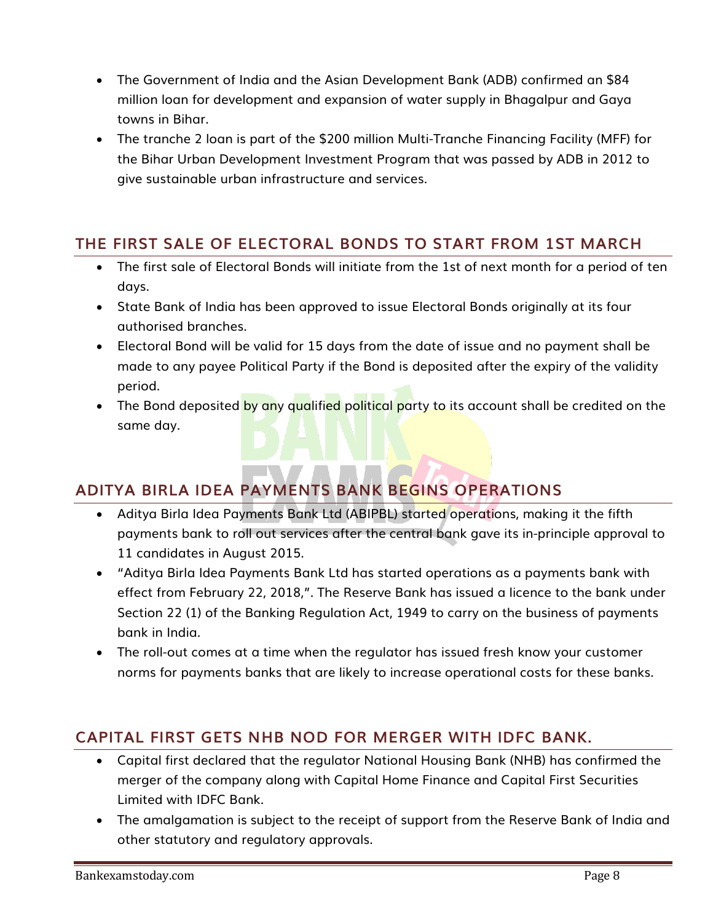- The Government of India and the Asian Development Bank (ADB) confirmed an $84 million loan for development and expansion of water supply in Bhagalpur and Gaya towns in Bihar.
- The tranche 2 loan is part of the $200 million Multi-Tranche Financing Facility (MFF) for the Bihar Urban Development Investment Program that was passed by ADB in 2012 to give sustainable urban infrastructure and services.

## THE FIRST SALE OF ELECTORAL BONDS TO START FROM 1ST MARCH

- The first sale of Electoral Bonds will initiate from the 1st of next month for a period of ten days.
- State Bank of India has been approved to issue Electoral Bonds originally at its four authorised branches.
- Electoral Bond will be valid for 15 days from the date of issue and no payment shall be made to any payee Political Party if the Bond is deposited after the expiry of the validity period.
- The Bond deposited by any qualified political party to its account shall be credited on the same day.

## ADITYA BIRLA IDEA PAYMENTS BANK BEGINS OPERATIONS

- Aditya Birla Idea Payments Bank Ltd (ABIPBL) started operations, making it the fifth payments bank to roll out services after the central bank gave its in-principle approval to 11 candidates in August 2015.
- "Aditya Birla Idea Payments Bank Ltd has started operations as a payments bank with effect from February 22, 2018,". The Reserve Bank has issued a licence to the bank under Section 22 (1) of the Banking Regulation Act, 1949 to carry on the business of payments bank in India.
- The roll-out comes at a time when the regulator has issued fresh know your customer norms for payments banks that are likely to increase operational costs for these banks.

## CAPITAL FIRST GETS NHB NOD FOR MERGER WITH IDFC BANK.

- Capital first declared that the regulator National Housing Bank (NHB) has confirmed the merger of the company along with Capital Home Finance and Capital First Securities Limited with IDFC Bank.
- The amalgamation is subject to the receipt of support from the Reserve Bank of India and other statutory and regulatory approvals.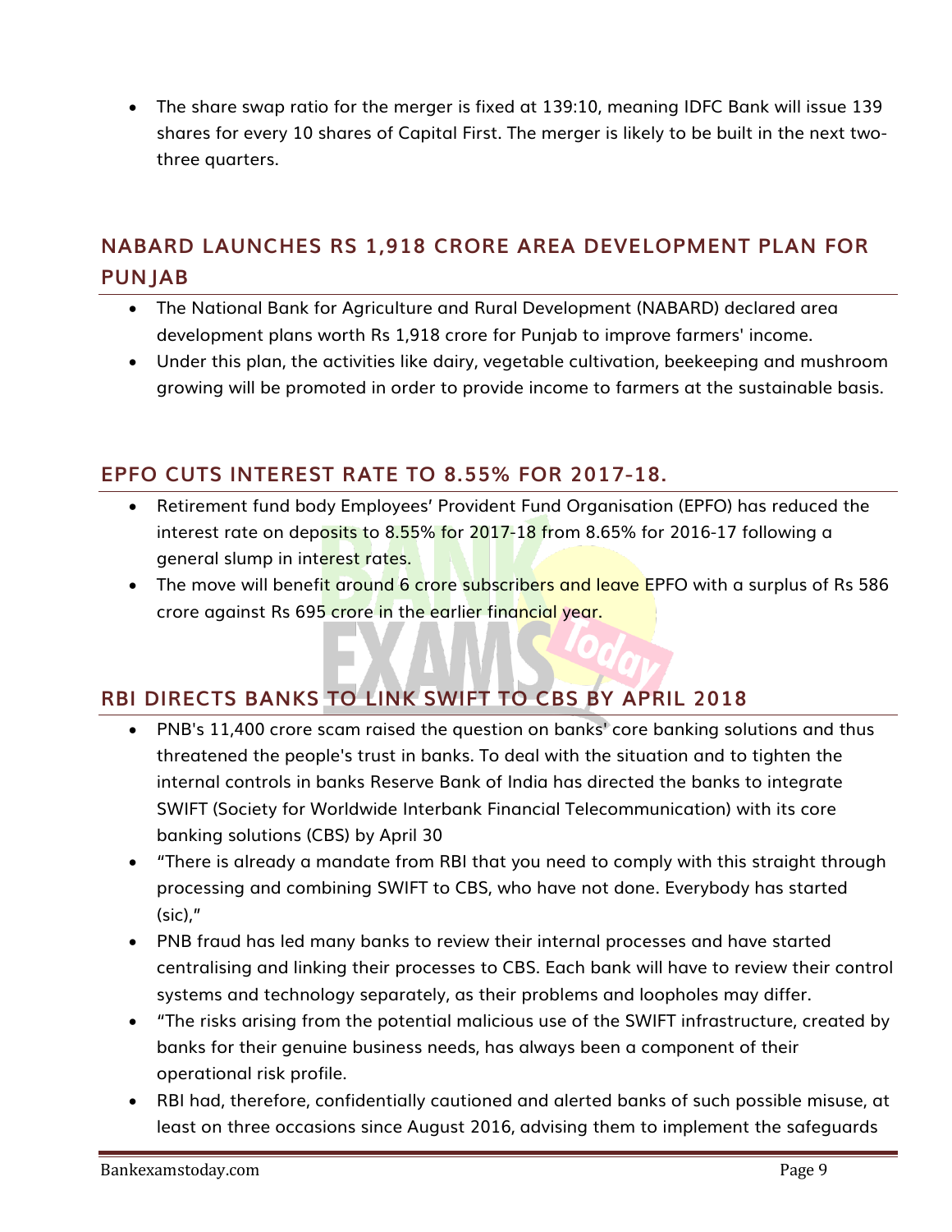- The share swap ratio for the merger is fixed at 139:10, meaning IDFC Bank will issue 139 shares for every 10 shares of Capital First. The merger is likely to be built in the next two-three quarters.

## NABARD LAUNCHES RS 1,918 CRORE AREA DEVELOPMENT PLAN FOR PUNJAB

- The National Bank for Agriculture and Rural Development (NABARD) declared area development plans worth Rs 1,918 crore for Punjab to improve farmers' income.
- Under this plan, the activities like dairy, vegetable cultivation, beekeeping and mushroom growing will be promoted in order to provide income to farmers at the sustainable basis.

## EPFO CUTS INTEREST RATE TO 8.55% FOR 2017-18.

- Retirement fund body Employees' Provident Fund Organisation (EPFO) has reduced the interest rate on deposits to 8.55% for 2017-18 from 8.65% for 2016-17 following a general slump in interest rates.
- The move will benefit around 6 crore subscribers and leave EPFO with a surplus of Rs 586 crore against Rs 695 crore in the earlier financial year.

## RBI DIRECTS BANKS TO LINK SWIFT TO CBS BY APRIL 2018

- PNB's 11,400 crore scam raised the question on banks' core banking solutions and thus threatened the people's trust in banks. To deal with the situation and to tighten the internal controls in banks Reserve Bank of India has directed the banks to integrate SWIFT (Society for Worldwide Interbank Financial Telecommunication) with its core banking solutions (CBS) by April 30
- "There is already a mandate from RBI that you need to comply with this straight through processing and combining SWIFT to CBS, who have not done. Everybody has started (sic),"
- PNB fraud has led many banks to review their internal processes and have started centralising and linking their processes to CBS. Each bank will have to review their control systems and technology separately, as their problems and loopholes may differ.
- "The risks arising from the potential malicious use of the SWIFT infrastructure, created by banks for their genuine business needs, has always been a component of their operational risk profile.
- RBI had, therefore, confidentially cautioned and alerted banks of such possible misuse, at least on three occasions since August 2016, advising them to implement the safeguards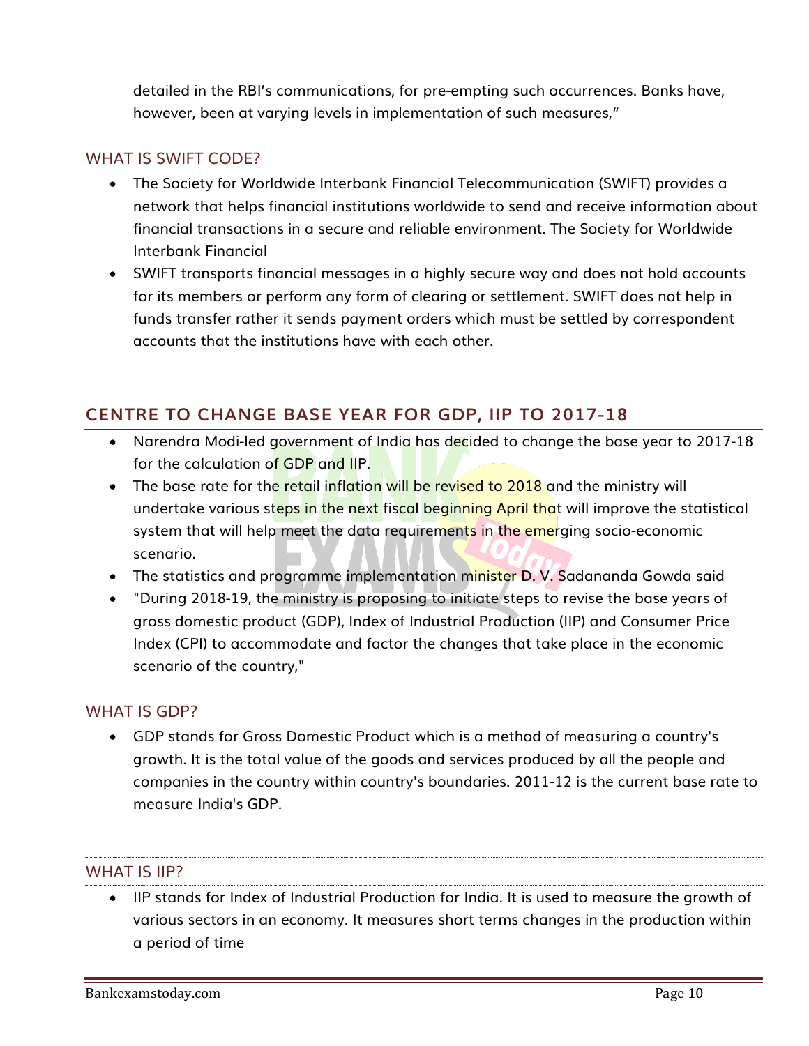detailed in the RBI's communications, for pre-empting such occurrences. Banks have, however, been at varying levels in implementation of such measures,"

### WHAT IS SWIFT CODE?

- The Society for Worldwide Interbank Financial Telecommunication (SWIFT) provides a network that helps financial institutions worldwide to send and receive information about financial transactions in a secure and reliable environment. The Society for Worldwide Interbank Financial
- SWIFT transports financial messages in a highly secure way and does not hold accounts for its members or perform any form of clearing or settlement. SWIFT does not help in funds transfer rather it sends payment orders which must be settled by correspondent accounts that the institutions have with each other.

## CENTRE TO CHANGE BASE YEAR FOR GDP, IIP TO 2017-18

- Narendra Modi-led government of India has decided to change the base year to 2017-18 for the calculation of GDP and IIP.
- The base rate for the retail inflation will be revised to 2018 and the ministry will undertake various steps in the next fiscal beginning April that will improve the statistical system that will help meet the data requirements in the emerging socio-economic scenario.
- The statistics and programme implementation minister D. V. Sadananda Gowda said
- "During 2018-19, the ministry is proposing to initiate steps to revise the base years of gross domestic product (GDP), Index of Industrial Production (IIP) and Consumer Price Index (CPI) to accommodate and factor the changes that take place in the economic scenario of the country,"

### WHAT IS GDP?

- GDP stands for Gross Domestic Product which is a method of measuring a country's growth. It is the total value of the goods and services produced by all the people and companies in the country within country's boundaries. 2011-12 is the current base rate to measure India's GDP.

### WHAT IS IIP?

- IIP stands for Index of Industrial Production for India. It is used to measure the growth of various sectors in an economy. It measures short terms changes in the production within a period of time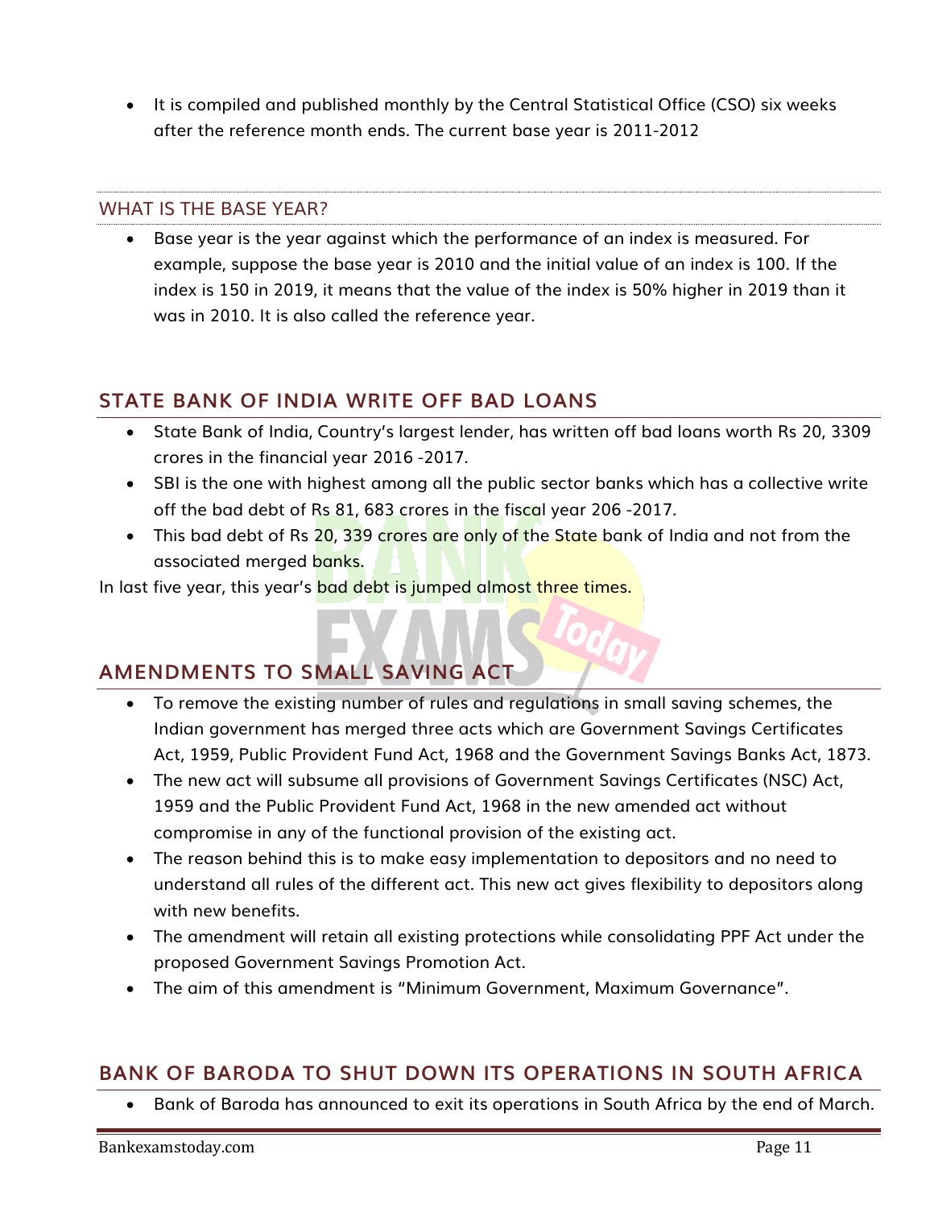- It is compiled and published monthly by the Central Statistical Office (CSO) six weeks after the reference month ends. The current base year is 2011-2012

### WHAT IS THE BASE YEAR?

- Base year is the year against which the performance of an index is measured. For example, suppose the base year is 2010 and the initial value of an index is 100. If the index is 150 in 2019, it means that the value of the index is 50% higher in 2019 than it was in 2010. It is also called the reference year.

## STATE BANK OF INDIA WRITE OFF BAD LOANS

- State Bank of India, Country's largest lender, has written off bad loans worth Rs 20, 3309 crores in the financial year 2016 -2017.
- SBI is the one with highest among all the public sector banks which has a collective write off the bad debt of Rs 81, 683 crores in the fiscal year 206 -2017.
- This bad debt of Rs 20, 339 crores are only of the State bank of India and not from the associated merged banks.

In last five year, this year's bad debt is jumped almost three times.

## AMENDMENTS TO SMALL SAVING ACT

- To remove the existing number of rules and regulations in small saving schemes, the Indian government has merged three acts which are Government Savings Certificates Act, 1959, Public Provident Fund Act, 1968 and the Government Savings Banks Act, 1873.
- The new act will subsume all provisions of Government Savings Certificates (NSC) Act, 1959 and the Public Provident Fund Act, 1968 in the new amended act without compromise in any of the functional provision of the existing act.
- The reason behind this is to make easy implementation to depositors and no need to understand all rules of the different act. This new act gives flexibility to depositors along with new benefits.
- The amendment will retain all existing protections while consolidating PPF Act under the proposed Government Savings Promotion Act.
- The aim of this amendment is "Minimum Government, Maximum Governance".

## BANK OF BARODA TO SHUT DOWN ITS OPERATIONS IN SOUTH AFRICA

- Bank of Baroda has announced to exit its operations in South Africa by the end of March.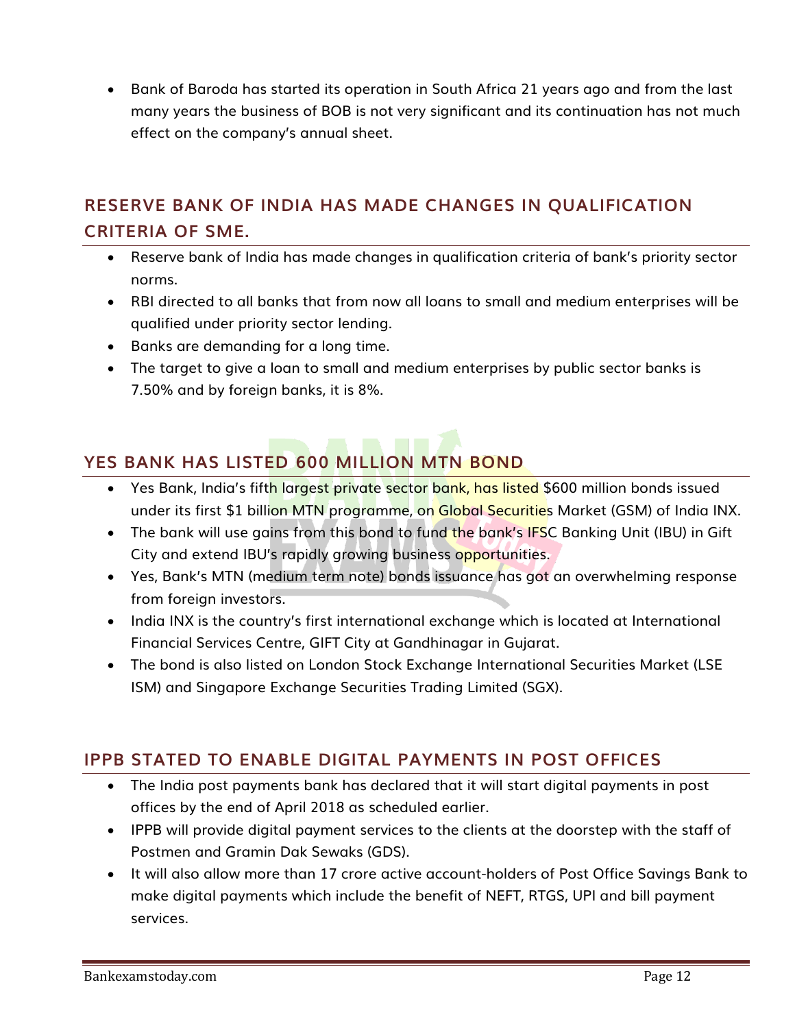- Bank of Baroda has started its operation in South Africa 21 years ago and from the last many years the business of BOB is not very significant and its continuation has not much effect on the company's annual sheet.

## RESERVE BANK OF INDIA HAS MADE CHANGES IN QUALIFICATION CRITERIA OF SME.

- Reserve bank of India has made changes in qualification criteria of bank's priority sector norms.
- RBI directed to all banks that from now all loans to small and medium enterprises will be qualified under priority sector lending.
- Banks are demanding for a long time.
- The target to give a loan to small and medium enterprises by public sector banks is 7.50% and by foreign banks, it is 8%.

## YES BANK HAS LISTED 600 MILLION MTN BOND

- Yes Bank, India's fifth largest private sector bank, has listed $600 million bonds issued under its first $1 billion MTN programme, on Global Securities Market (GSM) of India INX.
- The bank will use gains from this bond to fund the bank's IFSC Banking Unit (IBU) in Gift City and extend IBU's rapidly growing business opportunities.
- Yes, Bank's MTN (medium term note) bonds issuance has got an overwhelming response from foreign investors.
- India INX is the country's first international exchange which is located at International Financial Services Centre, GIFT City at Gandhinagar in Gujarat.
- The bond is also listed on London Stock Exchange International Securities Market (LSE ISM) and Singapore Exchange Securities Trading Limited (SGX).

## IPPB STATED TO ENABLE DIGITAL PAYMENTS IN POST OFFICES

- The India post payments bank has declared that it will start digital payments in post offices by the end of April 2018 as scheduled earlier.
- IPPB will provide digital payment services to the clients at the doorstep with the staff of Postmen and Gramin Dak Sewaks (GDS).
- It will also allow more than 17 crore active account-holders of Post Office Savings Bank to make digital payments which include the benefit of NEFT, RTGS, UPI and bill payment services.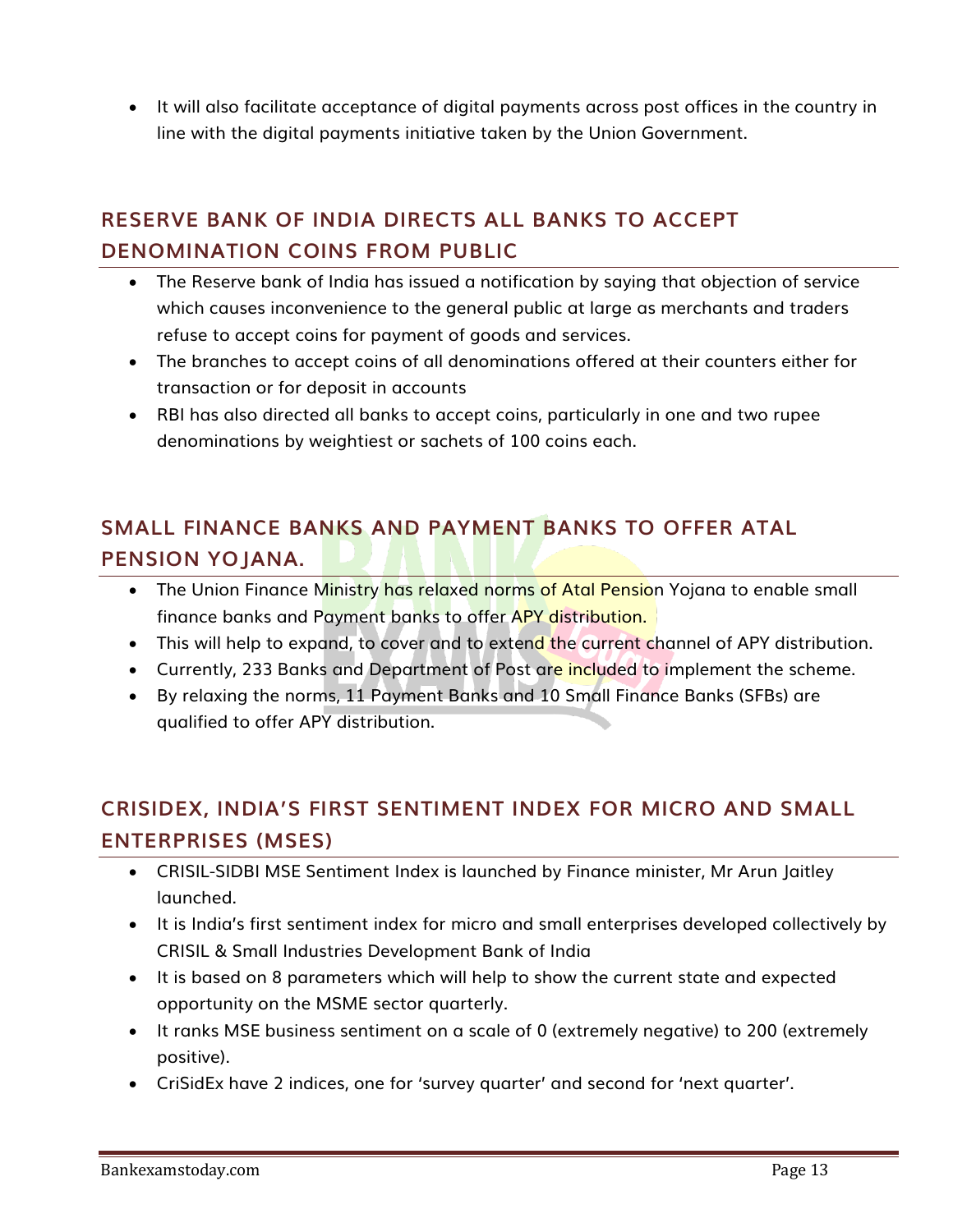- It will also facilitate acceptance of digital payments across post offices in the country in line with the digital payments initiative taken by the Union Government.

## RESERVE BANK OF INDIA DIRECTS ALL BANKS TO ACCEPT DENOMINATION COINS FROM PUBLIC

- The Reserve bank of India has issued a notification by saying that objection of service which causes inconvenience to the general public at large as merchants and traders refuse to accept coins for payment of goods and services.
- The branches to accept coins of all denominations offered at their counters either for transaction or for deposit in accounts
- RBI has also directed all banks to accept coins, particularly in one and two rupee denominations by weightiest or sachets of 100 coins each.

## SMALL FINANCE BANKS AND PAYMENT BANKS TO OFFER ATAL PENSION YOJANA.

- The Union Finance Ministry has relaxed norms of Atal Pension Yojana to enable small finance banks and Payment banks to offer APY distribution.
- This will help to expand, to cover and to extend the current channel of APY distribution.
- Currently, 233 Banks and Department of Post are included to implement the scheme.
- By relaxing the norms, 11 Payment Banks and 10 Small Finance Banks (SFBs) are qualified to offer APY distribution.

## CRISIDEX, INDIA'S FIRST SENTIMENT INDEX FOR MICRO AND SMALL ENTERPRISES (MSES)

- CRISIL-SIDBI MSE Sentiment Index is launched by Finance minister, Mr Arun Jaitley launched.
- It is India's first sentiment index for micro and small enterprises developed collectively by CRISIL & Small Industries Development Bank of India
- It is based on 8 parameters which will help to show the current state and expected opportunity on the MSME sector quarterly.
- It ranks MSE business sentiment on a scale of 0 (extremely negative) to 200 (extremely positive).
- CriSidEx have 2 indices, one for 'survey quarter' and second for 'next quarter'.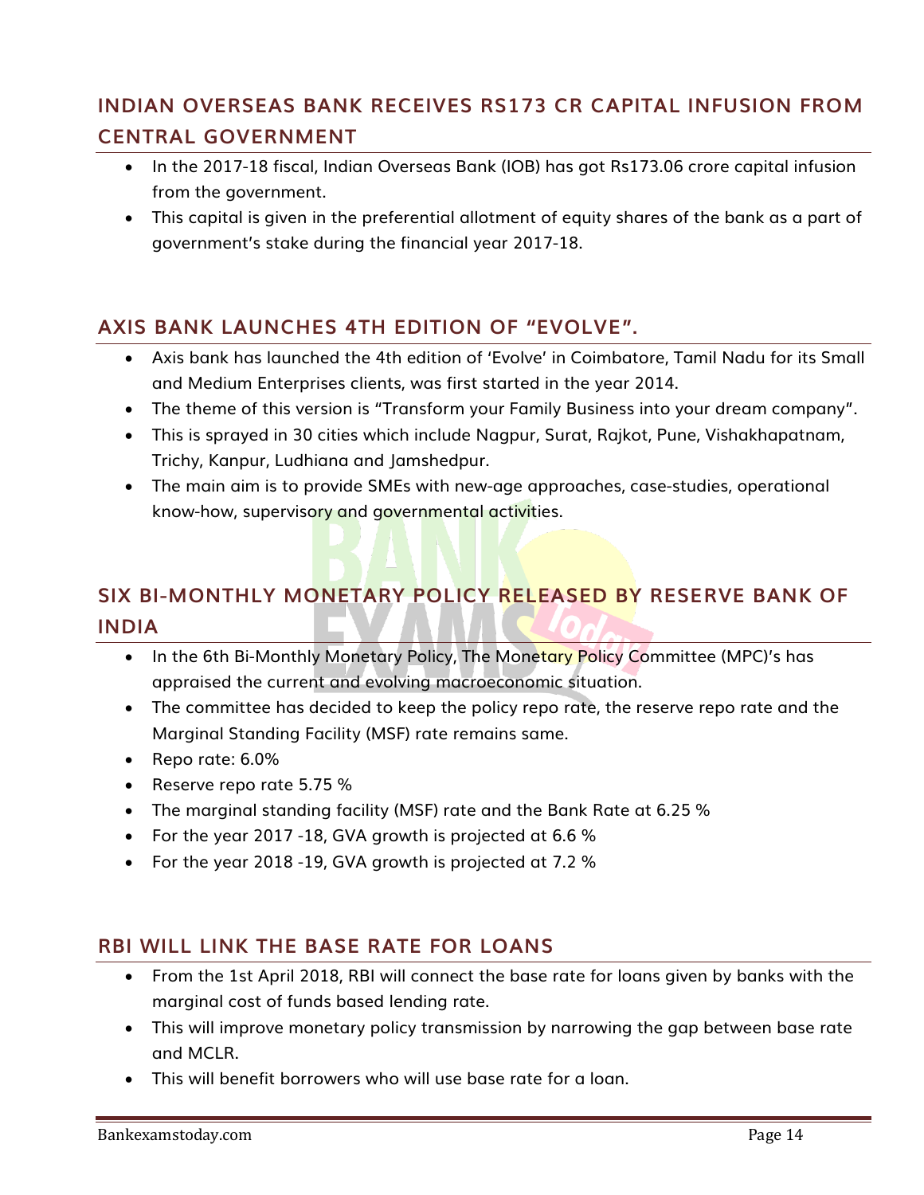## INDIAN OVERSEAS BANK RECEIVES RS173 CR CAPITAL INFUSION FROM CENTRAL GOVERNMENT

- In the 2017-18 fiscal, Indian Overseas Bank (IOB) has got Rs173.06 crore capital infusion from the government.
- This capital is given in the preferential allotment of equity shares of the bank as a part of government's stake during the financial year 2017-18.

## AXIS BANK LAUNCHES 4TH EDITION OF "EVOLVE".

- Axis bank has launched the 4th edition of 'Evolve' in Coimbatore, Tamil Nadu for its Small and Medium Enterprises clients, was first started in the year 2014.
- The theme of this version is "Transform your Family Business into your dream company".
- This is sprayed in 30 cities which include Nagpur, Surat, Rajkot, Pune, Vishakhapatnam, Trichy, Kanpur, Ludhiana and Jamshedpur.
- The main aim is to provide SMEs with new-age approaches, case-studies, operational know-how, supervisory and governmental activities.

## SIX BI-MONTHLY MONETARY POLICY RELEASED BY RESERVE BANK OF INDIA

- In the 6th Bi-Monthly Monetary Policy, The Monetary Policy Committee (MPC)'s has appraised the current and evolving macroeconomic situation.
- The committee has decided to keep the policy repo rate, the reserve repo rate and the Marginal Standing Facility (MSF) rate remains same.
- Repo rate: 6.0%
- Reserve repo rate 5.75 %
- The marginal standing facility (MSF) rate and the Bank Rate at 6.25 %
- For the year 2017 -18, GVA growth is projected at 6.6 %
- For the year 2018 -19, GVA growth is projected at 7.2 %

## RBI WILL LINK THE BASE RATE FOR LOANS

- From the 1st April 2018, RBI will connect the base rate for loans given by banks with the marginal cost of funds based lending rate.
- This will improve monetary policy transmission by narrowing the gap between base rate and MCLR.
- This will benefit borrowers who will use base rate for a loan.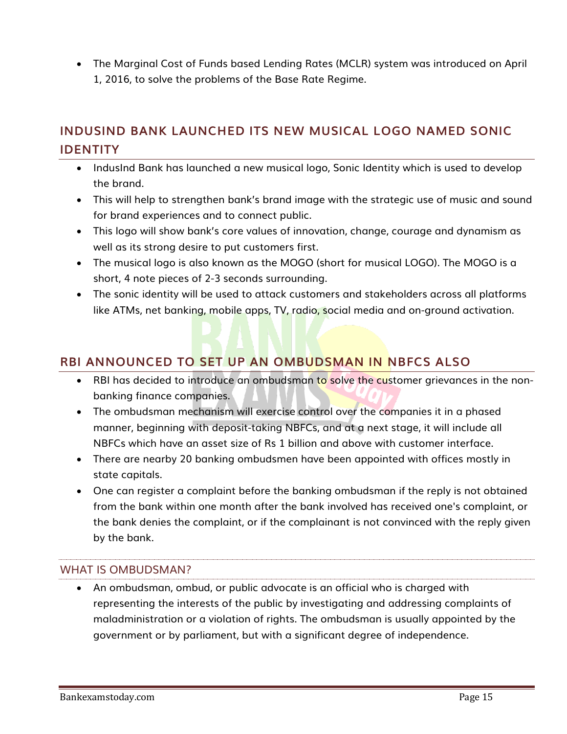- The Marginal Cost of Funds based Lending Rates (MCLR) system was introduced on April 1, 2016, to solve the problems of the Base Rate Regime.

## INDUSIND BANK LAUNCHED ITS NEW MUSICAL LOGO NAMED SONIC IDENTITY

- IndusInd Bank has launched a new musical logo, Sonic Identity which is used to develop the brand.
- This will help to strengthen bank's brand image with the strategic use of music and sound for brand experiences and to connect public.
- This logo will show bank's core values of innovation, change, courage and dynamism as well as its strong desire to put customers first.
- The musical logo is also known as the MOGO (short for musical LOGO). The MOGO is a short, 4 note pieces of 2-3 seconds surrounding.
- The sonic identity will be used to attack customers and stakeholders across all platforms like ATMs, net banking, mobile apps, TV, radio, social media and on-ground activation.

## RBI ANNOUNCED TO SET UP AN OMBUDSMAN IN NBFCS ALSO

- RBI has decided to introduce an ombudsman to solve the customer grievances in the non-banking finance companies.
- The ombudsman mechanism will exercise control over the companies it in a phased manner, beginning with deposit-taking NBFCs, and at a next stage, it will include all NBFCs which have an asset size of Rs 1 billion and above with customer interface.
- There are nearby 20 banking ombudsmen have been appointed with offices mostly in state capitals.
- One can register a complaint before the banking ombudsman if the reply is not obtained from the bank within one month after the bank involved has received one's complaint, or the bank denies the complaint, or if the complainant is not convinced with the reply given by the bank.

### WHAT IS OMBUDSMAN?

- An ombudsman, ombud, or public advocate is an official who is charged with representing the interests of the public by investigating and addressing complaints of maladministration or a violation of rights. The ombudsman is usually appointed by the government or by parliament, but with a significant degree of independence.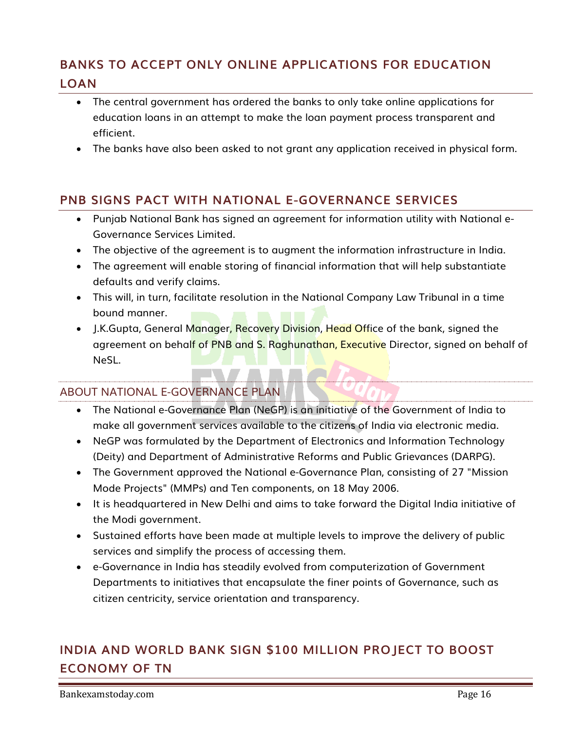## BANKS TO ACCEPT ONLY ONLINE APPLICATIONS FOR EDUCATION LOAN

- The central government has ordered the banks to only take online applications for education loans in an attempt to make the loan payment process transparent and efficient.
- The banks have also been asked to not grant any application received in physical form.

## PNB SIGNS PACT WITH NATIONAL E-GOVERNANCE SERVICES

- Punjab National Bank has signed an agreement for information utility with National e-Governance Services Limited.
- The objective of the agreement is to augment the information infrastructure in India.
- The agreement will enable storing of financial information that will help substantiate defaults and verify claims.
- This will, in turn, facilitate resolution in the National Company Law Tribunal in a time bound manner.
- J.K.Gupta, General Manager, Recovery Division, Head Office of the bank, signed the agreement on behalf of PNB and S. Raghunathan, Executive Director, signed on behalf of NeSL.

### ABOUT NATIONAL E-GOVERNANCE PLAN

- The National e-Governance Plan (NeGP) is an initiative of the Government of India to make all government services available to the citizens of India via electronic media.
- NeGP was formulated by the Department of Electronics and Information Technology (Deity) and Department of Administrative Reforms and Public Grievances (DARPG).
- The Government approved the National e-Governance Plan, consisting of 27 "Mission Mode Projects" (MMPs) and Ten components, on 18 May 2006.
- It is headquartered in New Delhi and aims to take forward the Digital India initiative of the Modi government.
- Sustained efforts have been made at multiple levels to improve the delivery of public services and simplify the process of accessing them.
- e-Governance in India has steadily evolved from computerization of Government Departments to initiatives that encapsulate the finer points of Governance, such as citizen centricity, service orientation and transparency.

## INDIA AND WORLD BANK SIGN $100 MILLION PROJECT TO BOOST ECONOMY OF TN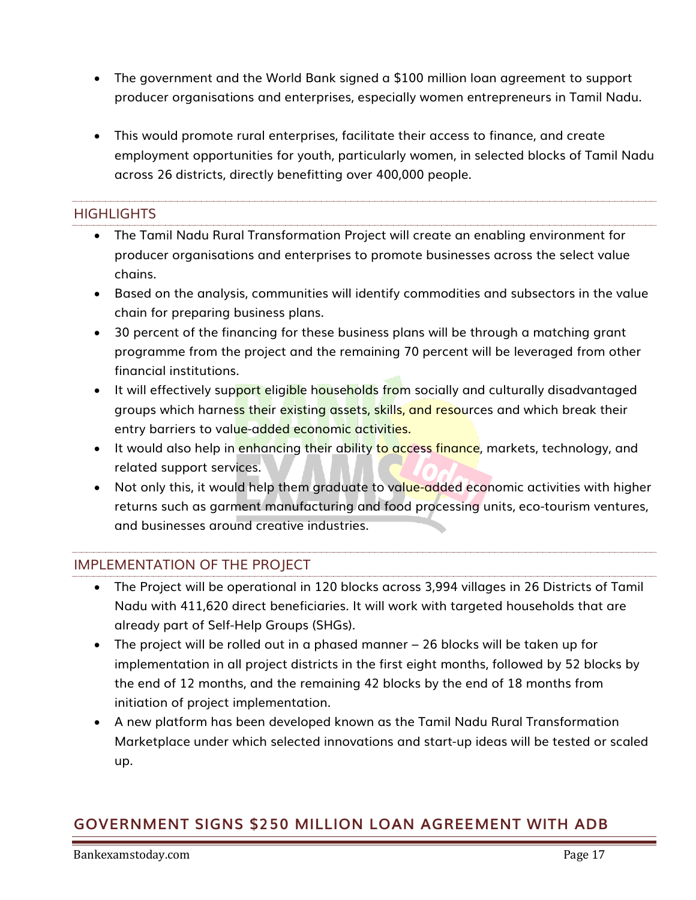- The government and the World Bank signed a $100 million loan agreement to support producer organisations and enterprises, especially women entrepreneurs in Tamil Nadu.

- This would promote rural enterprises, facilitate their access to finance, and create employment opportunities for youth, particularly women, in selected blocks of Tamil Nadu across 26 districts, directly benefitting over 400,000 people.

### HIGHLIGHTS

- The Tamil Nadu Rural Transformation Project will create an enabling environment for producer organisations and enterprises to promote businesses across the select value chains.
- Based on the analysis, communities will identify commodities and subsectors in the value chain for preparing business plans.
- 30 percent of the financing for these business plans will be through a matching grant programme from the project and the remaining 70 percent will be leveraged from other financial institutions.
- It will effectively support eligible households from socially and culturally disadvantaged groups which harness their existing assets, skills, and resources and which break their entry barriers to value-added economic activities.
- It would also help in enhancing their ability to access finance, markets, technology, and related support services.
- Not only this, it would help them graduate to value-added economic activities with higher returns such as garment manufacturing and food processing units, eco-tourism ventures, and businesses around creative industries.

### IMPLEMENTATION OF THE PROJECT

- The Project will be operational in 120 blocks across 3,994 villages in 26 Districts of Tamil Nadu with 411,620 direct beneficiaries. It will work with targeted households that are already part of Self-Help Groups (SHGs).
- The project will be rolled out in a phased manner – 26 blocks will be taken up for implementation in all project districts in the first eight months, followed by 52 blocks by the end of 12 months, and the remaining 42 blocks by the end of 18 months from initiation of project implementation.
- A new platform has been developed known as the Tamil Nadu Rural Transformation Marketplace under which selected innovations and start-up ideas will be tested or scaled up.

## GOVERNMENT SIGNS $250 MILLION LOAN AGREEMENT WITH ADB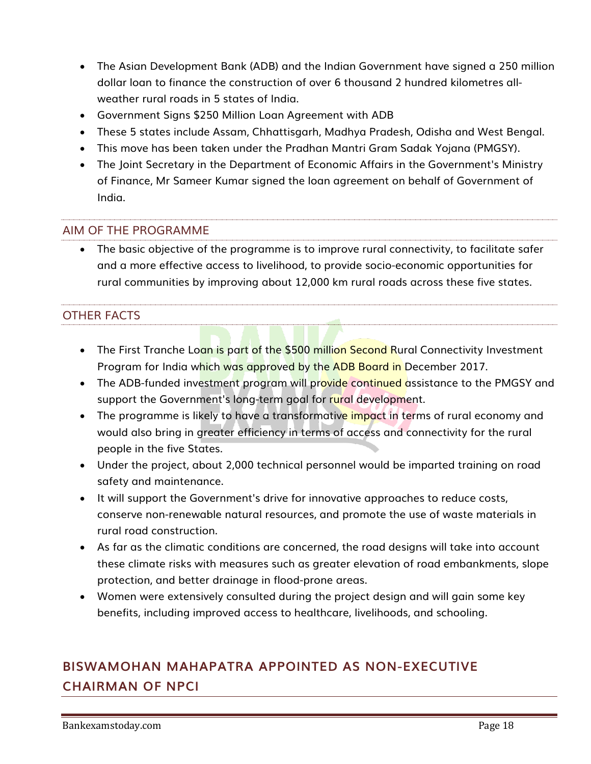- The Asian Development Bank (ADB) and the Indian Government have signed a 250 million dollar loan to finance the construction of over 6 thousand 2 hundred kilometres all-weather rural roads in 5 states of India.
- Government Signs $250 Million Loan Agreement with ADB
- These 5 states include Assam, Chhattisgarh, Madhya Pradesh, Odisha and West Bengal.
- This move has been taken under the Pradhan Mantri Gram Sadak Yojana (PMGSY).
- The Joint Secretary in the Department of Economic Affairs in the Government's Ministry of Finance, Mr Sameer Kumar signed the loan agreement on behalf of Government of India.

### AIM OF THE PROGRAMME

- The basic objective of the programme is to improve rural connectivity, to facilitate safer and a more effective access to livelihood, to provide socio-economic opportunities for rural communities by improving about 12,000 km rural roads across these five states.

### OTHER FACTS

- The First Tranche Loan is part of the $500 million Second Rural Connectivity Investment Program for India which was approved by the ADB Board in December 2017.
- The ADB-funded investment program will provide continued assistance to the PMGSY and support the Government's long-term goal for rural development.
- The programme is likely to have a transformative impact in terms of rural economy and would also bring in greater efficiency in terms of access and connectivity for the rural people in the five States.
- Under the project, about 2,000 technical personnel would be imparted training on road safety and maintenance.
- It will support the Government's drive for innovative approaches to reduce costs, conserve non-renewable natural resources, and promote the use of waste materials in rural road construction.
- As far as the climatic conditions are concerned, the road designs will take into account these climate risks with measures such as greater elevation of road embankments, slope protection, and better drainage in flood-prone areas.
- Women were extensively consulted during the project design and will gain some key benefits, including improved access to healthcare, livelihoods, and schooling.

## BISWAMOHAN MAHAPATRA APPOINTED AS NON-EXECUTIVE CHAIRMAN OF NPCI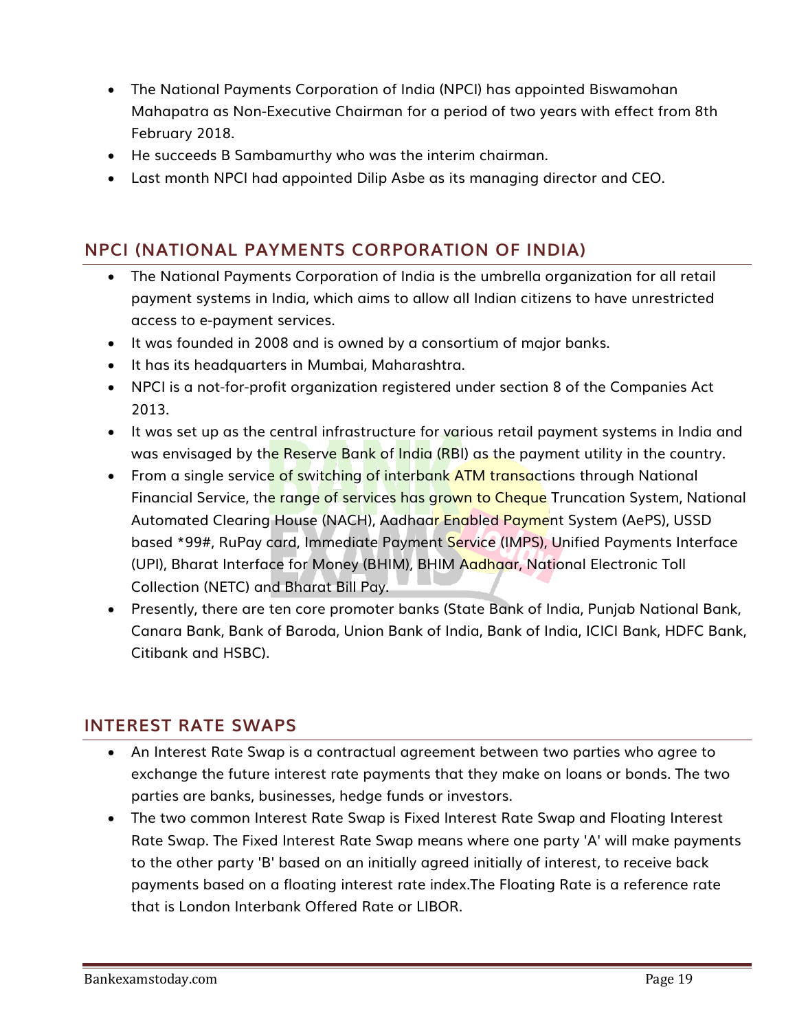- The National Payments Corporation of India (NPCI) has appointed Biswamohan Mahapatra as Non-Executive Chairman for a period of two years with effect from 8th February 2018.
- He succeeds B Sambamurthy who was the interim chairman.
- Last month NPCI had appointed Dilip Asbe as its managing director and CEO.

## NPCI (NATIONAL PAYMENTS CORPORATION OF INDIA)

- The National Payments Corporation of India is the umbrella organization for all retail payment systems in India, which aims to allow all Indian citizens to have unrestricted access to e-payment services.
- It was founded in 2008 and is owned by a consortium of major banks.
- It has its headquarters in Mumbai, Maharashtra.
- NPCI is a not-for-profit organization registered under section 8 of the Companies Act 2013.
- It was set up as the central infrastructure for various retail payment systems in India and was envisaged by the Reserve Bank of India (RBI) as the payment utility in the country.
- From a single service of switching of interbank ATM transactions through National Financial Service, the range of services has grown to Cheque Truncation System, National Automated Clearing House (NACH), Aadhaar Enabled Payment System (AePS), USSD based *99#, RuPay card, Immediate Payment Service (IMPS), Unified Payments Interface (UPI), Bharat Interface for Money (BHIM), BHIM Aadhaar, National Electronic Toll Collection (NETC) and Bharat Bill Pay.
- Presently, there are ten core promoter banks (State Bank of India, Punjab National Bank, Canara Bank, Bank of Baroda, Union Bank of India, Bank of India, ICICI Bank, HDFC Bank, Citibank and HSBC).

## INTEREST RATE SWAPS

- An Interest Rate Swap is a contractual agreement between two parties who agree to exchange the future interest rate payments that they make on loans or bonds. The two parties are banks, businesses, hedge funds or investors.
- The two common Interest Rate Swap is Fixed Interest Rate Swap and Floating Interest Rate Swap. The Fixed Interest Rate Swap means where one party 'A' will make payments to the other party 'B' based on an initially agreed initially of interest, to receive back payments based on a floating interest rate index.The Floating Rate is a reference rate that is London Interbank Offered Rate or LIBOR.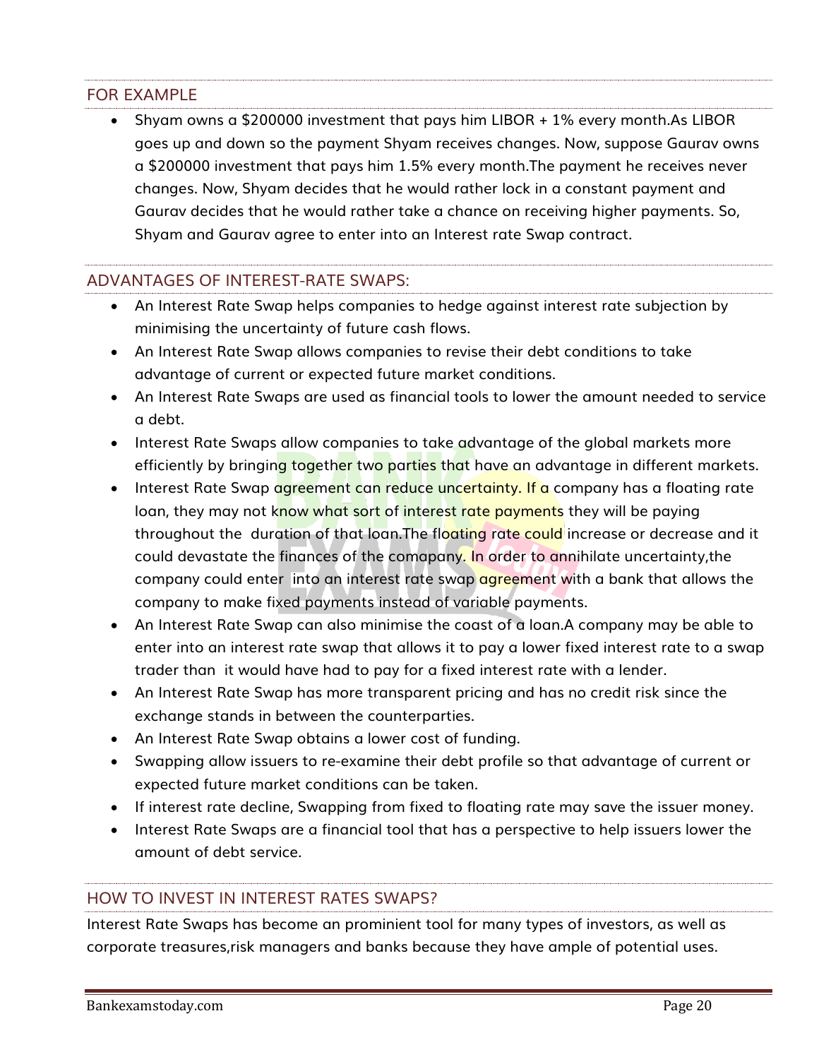## FOR EXAMPLE

- Shyam owns a $200000 investment that pays him LIBOR + 1% every month.As LIBOR goes up and down so the payment Shyam receives changes. Now, suppose Gaurav owns a $200000 investment that pays him 1.5% every month.The payment he receives never changes. Now, Shyam decides that he would rather lock in a constant payment and Gaurav decides that he would rather take a chance on receiving higher payments. So, Shyam and Gaurav agree to enter into an Interest rate Swap contract.

## ADVANTAGES OF INTEREST-RATE SWAPS:

- An Interest Rate Swap helps companies to hedge against interest rate subjection by minimising the uncertainty of future cash flows.
- An Interest Rate Swap allows companies to revise their debt conditions to take advantage of current or expected future market conditions.
- An Interest Rate Swaps are used as financial tools to lower the amount needed to service a debt.
- Interest Rate Swaps allow companies to take advantage of the global markets more efficiently by bringing together two parties that have an advantage in different markets.
- Interest Rate Swap agreement can reduce uncertainty. If a company has a floating rate loan, they may not know what sort of interest rate payments they will be paying throughout the duration of that loan.The floating rate could increase or decrease and it could devastate the finances of the comapany. In order to annihilate uncertainty,the company could enter into an interest rate swap agreement with a bank that allows the company to make fixed payments instead of variable payments.
- An Interest Rate Swap can also minimise the coast of a loan.A company may be able to enter into an interest rate swap that allows it to pay a lower fixed interest rate to a swap trader than it would have had to pay for a fixed interest rate with a lender.
- An Interest Rate Swap has more transparent pricing and has no credit risk since the exchange stands in between the counterparties.
- An Interest Rate Swap obtains a lower cost of funding.
- Swapping allow issuers to re-examine their debt profile so that advantage of current or expected future market conditions can be taken.
- If interest rate decline, Swapping from fixed to floating rate may save the issuer money.
- Interest Rate Swaps are a financial tool that has a perspective to help issuers lower the amount of debt service.

## HOW TO INVEST IN INTEREST RATES SWAPS?

Interest Rate Swaps has become an prominient tool for many types of investors, as well as corporate treasures,risk managers and banks because they have ample of potential uses.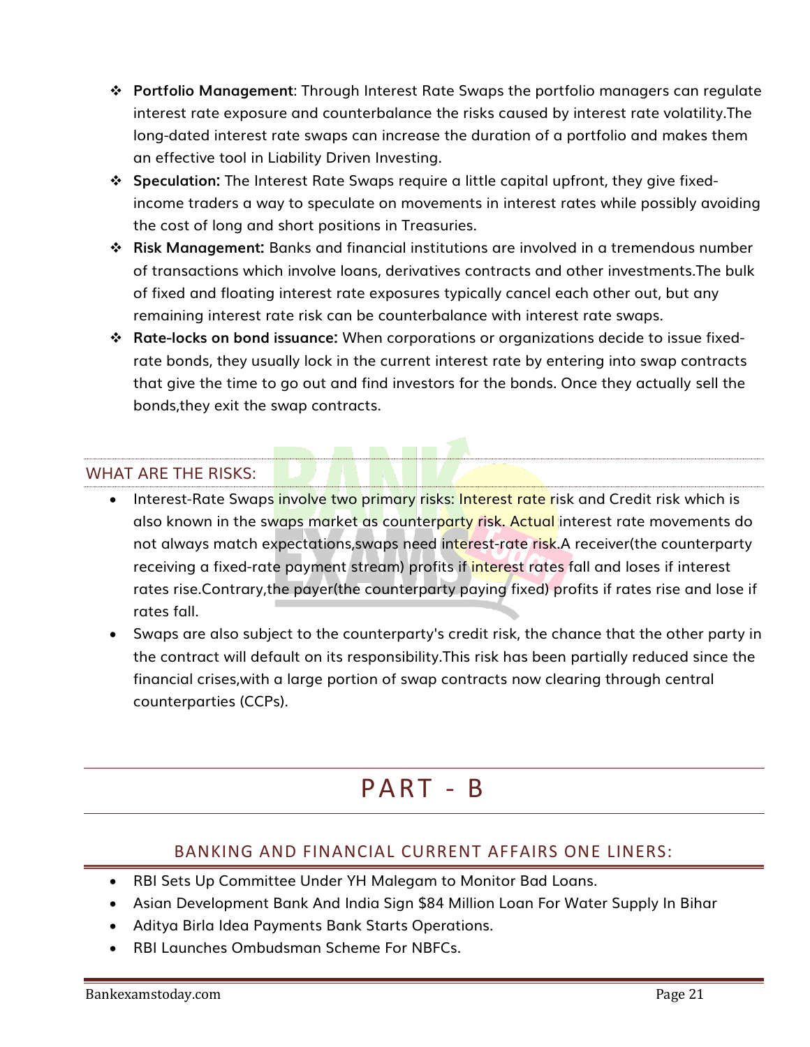- **Portfolio Management**: Through Interest Rate Swaps the portfolio managers can regulate interest rate exposure and counterbalance the risks caused by interest rate volatility.The long-dated interest rate swaps can increase the duration of a portfolio and makes them an effective tool in Liability Driven Investing.
- **Speculation:** The Interest Rate Swaps require a little capital upfront, they give fixed-income traders a way to speculate on movements in interest rates while possibly avoiding the cost of long and short positions in Treasuries.
- **Risk Management:** Banks and financial institutions are involved in a tremendous number of transactions which involve loans, derivatives contracts and other investments.The bulk of fixed and floating interest rate exposures typically cancel each other out, but any remaining interest rate risk can be counterbalance with interest rate swaps.
- **Rate-locks on bond issuance:** When corporations or organizations decide to issue fixed-rate bonds, they usually lock in the current interest rate by entering into swap contracts that give the time to go out and find investors for the bonds. Once they actually sell the bonds,they exit the swap contracts.

## WHAT ARE THE RISKS:

- Interest-Rate Swaps involve two primary risks: Interest rate risk and Credit risk which is also known in the swaps market as counterparty risk. Actual interest rate movements do not always match expectations,swaps need interest-rate risk.A receiver(the counterparty receiving a fixed-rate payment stream) profits if interest rates fall and loses if interest rates rise.Contrary,the payer(the counterparty paying fixed) profits if rates rise and lose if rates fall.
- Swaps are also subject to the counterparty's credit risk, the chance that the other party in the contract will default on its responsibility.This risk has been partially reduced since the financial crises,with a large portion of swap contracts now clearing through central counterparties (CCPs).

# PART - B

## BANKING AND FINANCIAL CURRENT AFFAIRS ONE LINERS:

- RBI Sets Up Committee Under YH Malegam to Monitor Bad Loans.
- Asian Development Bank And India Sign $84 Million Loan For Water Supply In Bihar
- Aditya Birla Idea Payments Bank Starts Operations.
- RBI Launches Ombudsman Scheme For NBFCs.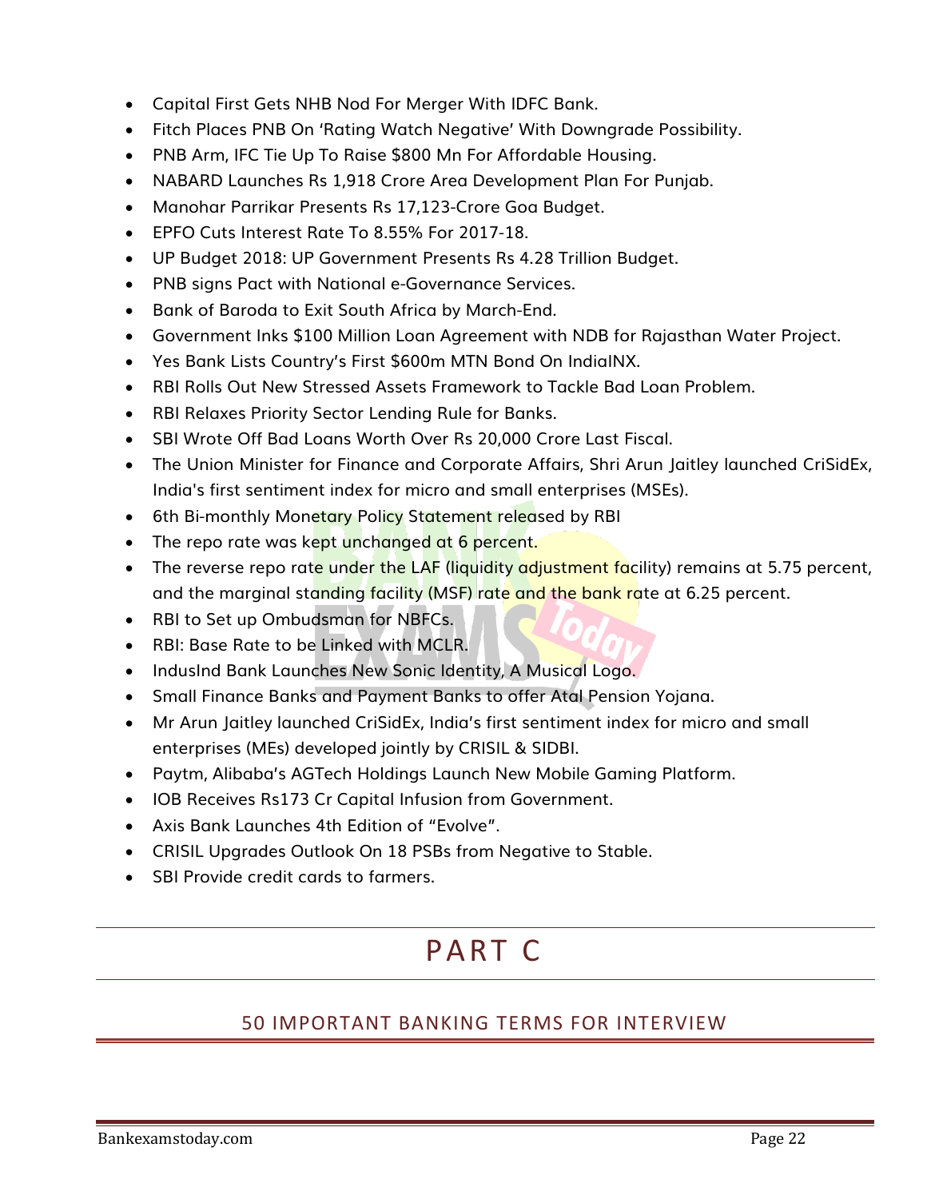- Capital First Gets NHB Nod For Merger With IDFC Bank.
- Fitch Places PNB On 'Rating Watch Negative' With Downgrade Possibility.
- PNB Arm, IFC Tie Up To Raise $800 Mn For Affordable Housing.
- NABARD Launches Rs 1,918 Crore Area Development Plan For Punjab.
- Manohar Parrikar Presents Rs 17,123-Crore Goa Budget.
- EPFO Cuts Interest Rate To 8.55% For 2017-18.
- UP Budget 2018: UP Government Presents Rs 4.28 Trillion Budget.
- PNB signs Pact with National e-Governance Services.
- Bank of Baroda to Exit South Africa by March-End.
- Government Inks $100 Million Loan Agreement with NDB for Rajasthan Water Project.
- Yes Bank Lists Country's First $600m MTN Bond On IndiaINX.
- RBI Rolls Out New Stressed Assets Framework to Tackle Bad Loan Problem.
- RBI Relaxes Priority Sector Lending Rule for Banks.
- SBI Wrote Off Bad Loans Worth Over Rs 20,000 Crore Last Fiscal.
- The Union Minister for Finance and Corporate Affairs, Shri Arun Jaitley launched CriSidEx, India's first sentiment index for micro and small enterprises (MSEs).
- 6th Bi-monthly Monetary Policy Statement released by RBI
- The repo rate was kept unchanged at 6 percent.
- The reverse repo rate under the LAF (liquidity adjustment facility) remains at 5.75 percent, and the marginal standing facility (MSF) rate and the bank rate at 6.25 percent.
- RBI to Set up Ombudsman for NBFCs.
- RBI: Base Rate to be Linked with MCLR.
- IndusInd Bank Launches New Sonic Identity, A Musical Logo.
- Small Finance Banks and Payment Banks to offer Atal Pension Yojana.
- Mr Arun Jaitley launched CriSidEx, India's first sentiment index for micro and small enterprises (MEs) developed jointly by CRISIL & SIDBI.
- Paytm, Alibaba's AGTech Holdings Launch New Mobile Gaming Platform.
- IOB Receives Rs173 Cr Capital Infusion from Government.
- Axis Bank Launches 4th Edition of "Evolve".
- CRISIL Upgrades Outlook On 18 PSBs from Negative to Stable.
- SBI Provide credit cards to farmers.

# PART C

## 50 IMPORTANT BANKING TERMS FOR INTERVIEW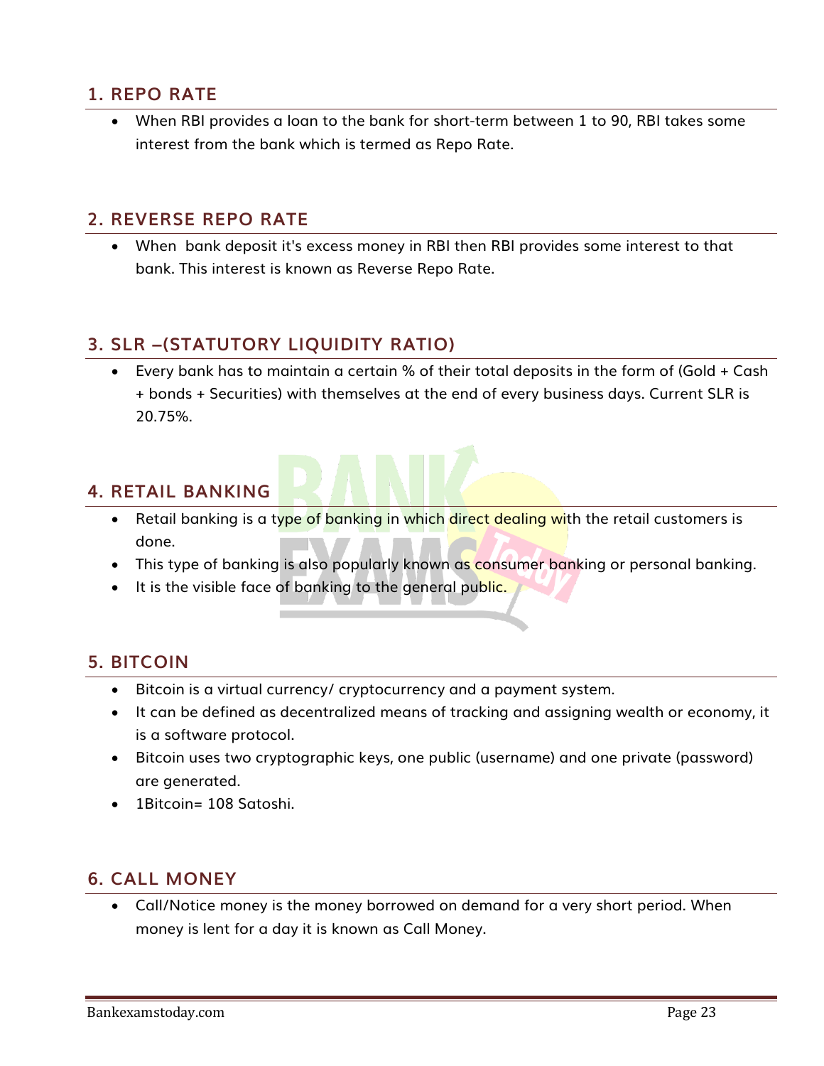## 1. REPO RATE

- When RBI provides a loan to the bank for short-term between 1 to 90, RBI takes some interest from the bank which is termed as Repo Rate.

## 2. REVERSE REPO RATE

- When bank deposit it's excess money in RBI then RBI provides some interest to that bank. This interest is known as Reverse Repo Rate.

## 3. SLR –(STATUTORY LIQUIDITY RATIO)

- Every bank has to maintain a certain % of their total deposits in the form of (Gold + Cash + bonds + Securities) with themselves at the end of every business days. Current SLR is 20.75%.

## 4. RETAIL BANKING

- Retail banking is a type of banking in which direct dealing with the retail customers is done.
- This type of banking is also popularly known as consumer banking or personal banking.
- It is the visible face of banking to the general public.

## 5. BITCOIN

- Bitcoin is a virtual currency/ cryptocurrency and a payment system.
- It can be defined as decentralized means of tracking and assigning wealth or economy, it is a software protocol.
- Bitcoin uses two cryptographic keys, one public (username) and one private (password) are generated.
- 1Bitcoin= 108 Satoshi.

## 6. CALL MONEY

- Call/Notice money is the money borrowed on demand for a very short period. When money is lent for a day it is known as Call Money.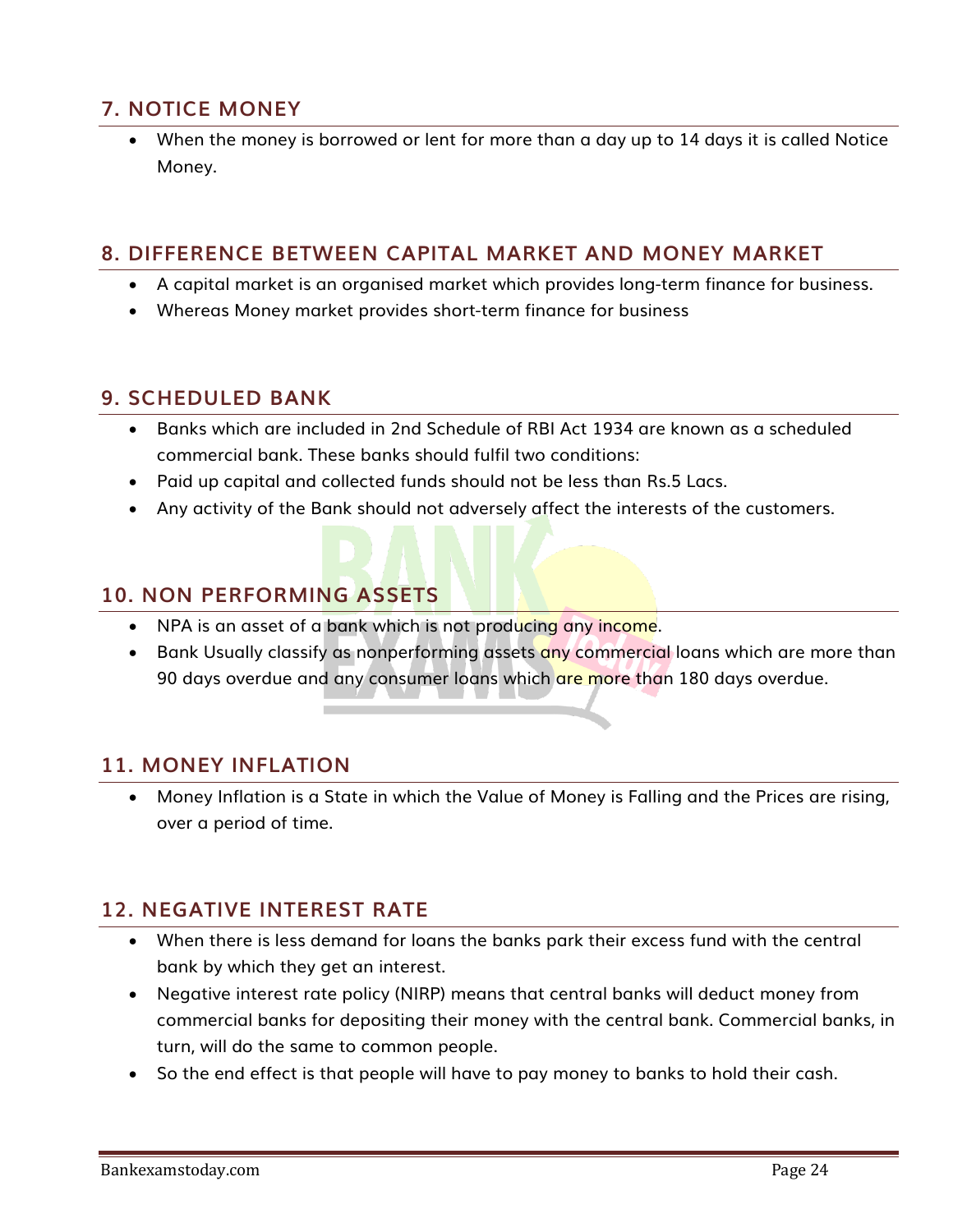## 7. NOTICE MONEY

- When the money is borrowed or lent for more than a day up to 14 days it is called Notice Money.

## 8. DIFFERENCE BETWEEN CAPITAL MARKET AND MONEY MARKET

- A capital market is an organised market which provides long-term finance for business.
- Whereas Money market provides short-term finance for business

## 9. SCHEDULED BANK

- Banks which are included in 2nd Schedule of RBI Act 1934 are known as a scheduled commercial bank. These banks should fulfil two conditions:
- Paid up capital and collected funds should not be less than Rs.5 Lacs.
- Any activity of the Bank should not adversely affect the interests of the customers.

## 10. NON PERFORMING ASSETS

- NPA is an asset of a bank which is not producing any income.
- Bank Usually classify as nonperforming assets any commercial loans which are more than 90 days overdue and any consumer loans which are more than 180 days overdue.

## 11. MONEY INFLATION

- Money Inflation is a State in which the Value of Money is Falling and the Prices are rising, over a period of time.

## 12. NEGATIVE INTEREST RATE

- When there is less demand for loans the banks park their excess fund with the central bank by which they get an interest.
- Negative interest rate policy (NIRP) means that central banks will deduct money from commercial banks for depositing their money with the central bank. Commercial banks, in turn, will do the same to common people.
- So the end effect is that people will have to pay money to banks to hold their cash.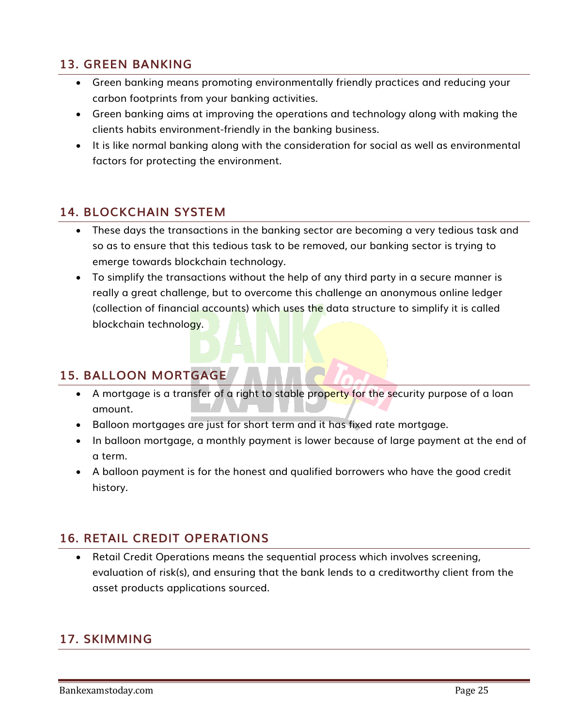## 13. GREEN BANKING

- Green banking means promoting environmentally friendly practices and reducing your carbon footprints from your banking activities.
- Green banking aims at improving the operations and technology along with making the clients habits environment-friendly in the banking business.
- It is like normal banking along with the consideration for social as well as environmental factors for protecting the environment.

## 14. BLOCKCHAIN SYSTEM

- These days the transactions in the banking sector are becoming a very tedious task and so as to ensure that this tedious task to be removed, our banking sector is trying to emerge towards blockchain technology.
- To simplify the transactions without the help of any third party in a secure manner is really a great challenge, but to overcome this challenge an anonymous online ledger (collection of financial accounts) which uses the data structure to simplify it is called blockchain technology.

## 15. BALLOON MORTGAGE

- A mortgage is a transfer of a right to stable property for the security purpose of a loan amount.
- Balloon mortgages are just for short term and it has fixed rate mortgage.
- In balloon mortgage, a monthly payment is lower because of large payment at the end of a term.
- A balloon payment is for the honest and qualified borrowers who have the good credit history.

## 16. RETAIL CREDIT OPERATIONS

- Retail Credit Operations means the sequential process which involves screening, evaluation of risk(s), and ensuring that the bank lends to a creditworthy client from the asset products applications sourced.

## 17. SKIMMING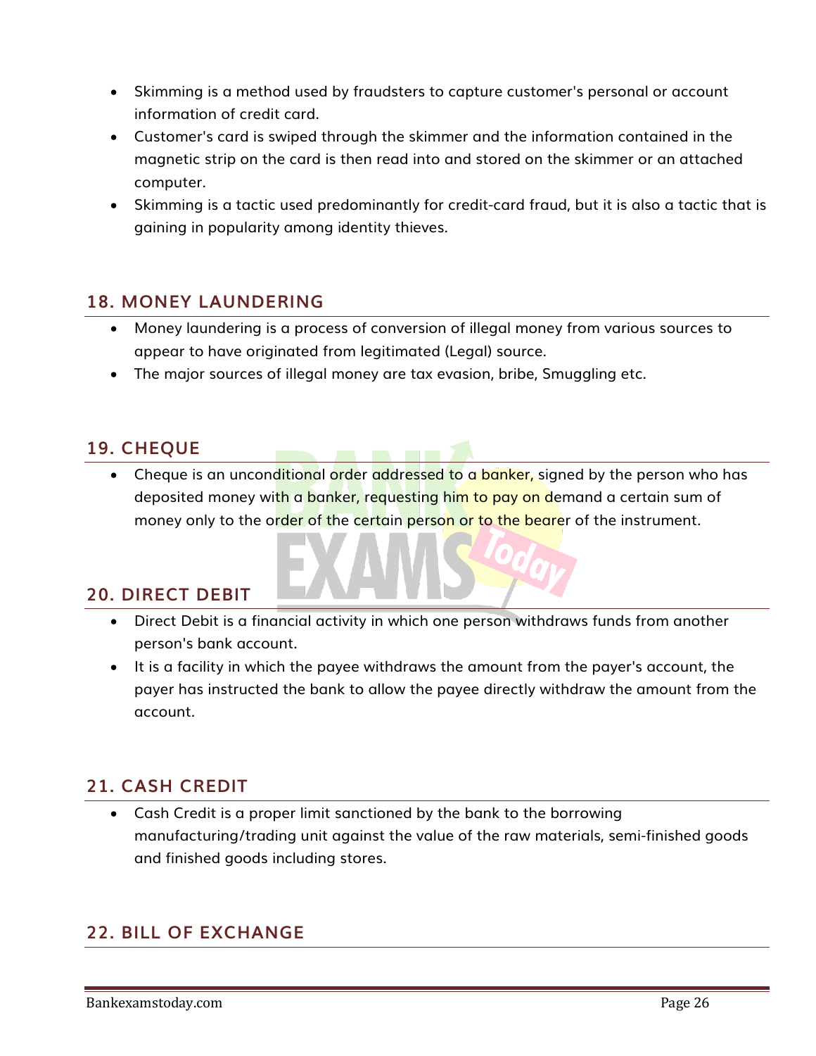- Skimming is a method used by fraudsters to capture customer's personal or account information of credit card.
- Customer's card is swiped through the skimmer and the information contained in the magnetic strip on the card is then read into and stored on the skimmer or an attached computer.
- Skimming is a tactic used predominantly for credit-card fraud, but it is also a tactic that is gaining in popularity among identity thieves.

## 18. MONEY LAUNDERING

- Money laundering is a process of conversion of illegal money from various sources to appear to have originated from legitimated (Legal) source.
- The major sources of illegal money are tax evasion, bribe, Smuggling etc.

## 19. CHEQUE

- Cheque is an unconditional order addressed to a banker, signed by the person who has deposited money with a banker, requesting him to pay on demand a certain sum of money only to the order of the certain person or to the bearer of the instrument.

## 20. DIRECT DEBIT

- Direct Debit is a financial activity in which one person withdraws funds from another person's bank account.
- It is a facility in which the payee withdraws the amount from the payer's account, the payer has instructed the bank to allow the payee directly withdraw the amount from the account.

## 21. CASH CREDIT

- Cash Credit is a proper limit sanctioned by the bank to the borrowing manufacturing/trading unit against the value of the raw materials, semi-finished goods and finished goods including stores.

## 22. BILL OF EXCHANGE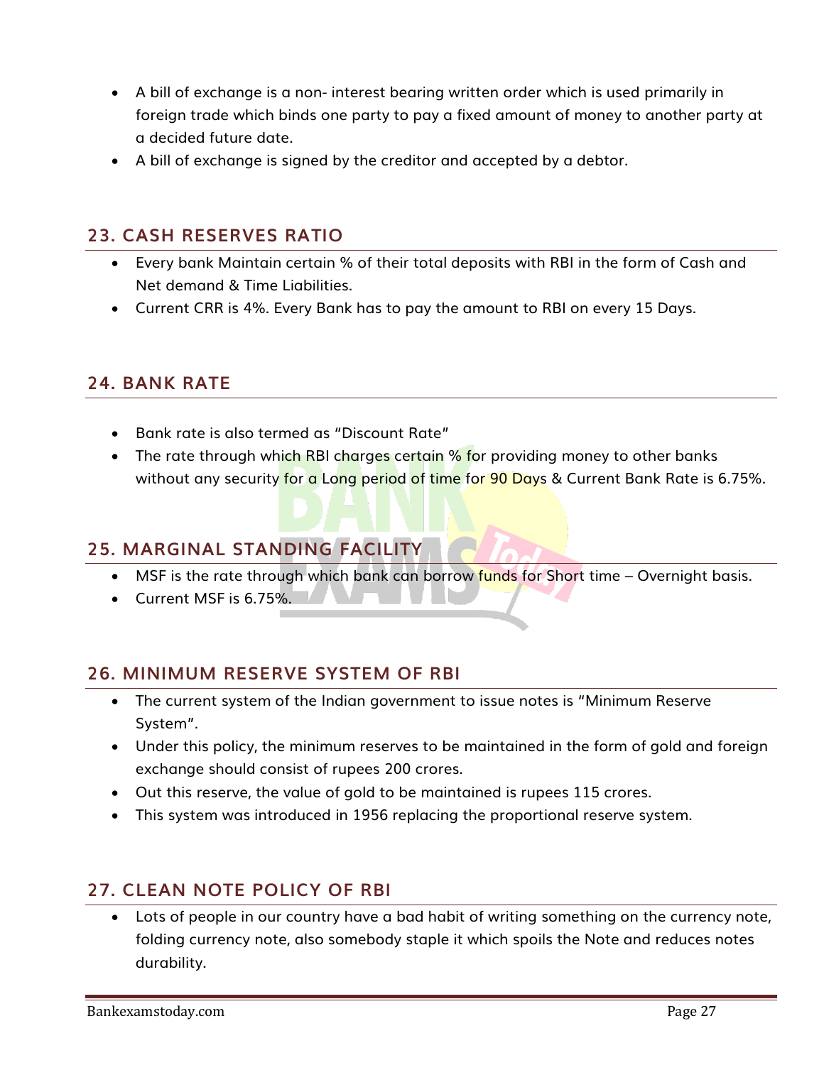- A bill of exchange is a non- interest bearing written order which is used primarily in foreign trade which binds one party to pay a fixed amount of money to another party at a decided future date.
- A bill of exchange is signed by the creditor and accepted by a debtor.

## 23. CASH RESERVES RATIO

- Every bank Maintain certain % of their total deposits with RBI in the form of Cash and Net demand & Time Liabilities.
- Current CRR is 4%. Every Bank has to pay the amount to RBI on every 15 Days.

## 24. BANK RATE

- Bank rate is also termed as "Discount Rate"
- The rate through which RBI charges certain % for providing money to other banks without any security for a Long period of time for 90 Days & Current Bank Rate is 6.75%.

## 25. MARGINAL STANDING FACILITY

- MSF is the rate through which bank can borrow funds for Short time – Overnight basis.
- Current MSF is 6.75%.

## 26. MINIMUM RESERVE SYSTEM OF RBI

- The current system of the Indian government to issue notes is "Minimum Reserve System".
- Under this policy, the minimum reserves to be maintained in the form of gold and foreign exchange should consist of rupees 200 crores.
- Out this reserve, the value of gold to be maintained is rupees 115 crores.
- This system was introduced in 1956 replacing the proportional reserve system.

## 27. CLEAN NOTE POLICY OF RBI

- Lots of people in our country have a bad habit of writing something on the currency note, folding currency note, also somebody staple it which spoils the Note and reduces notes durability.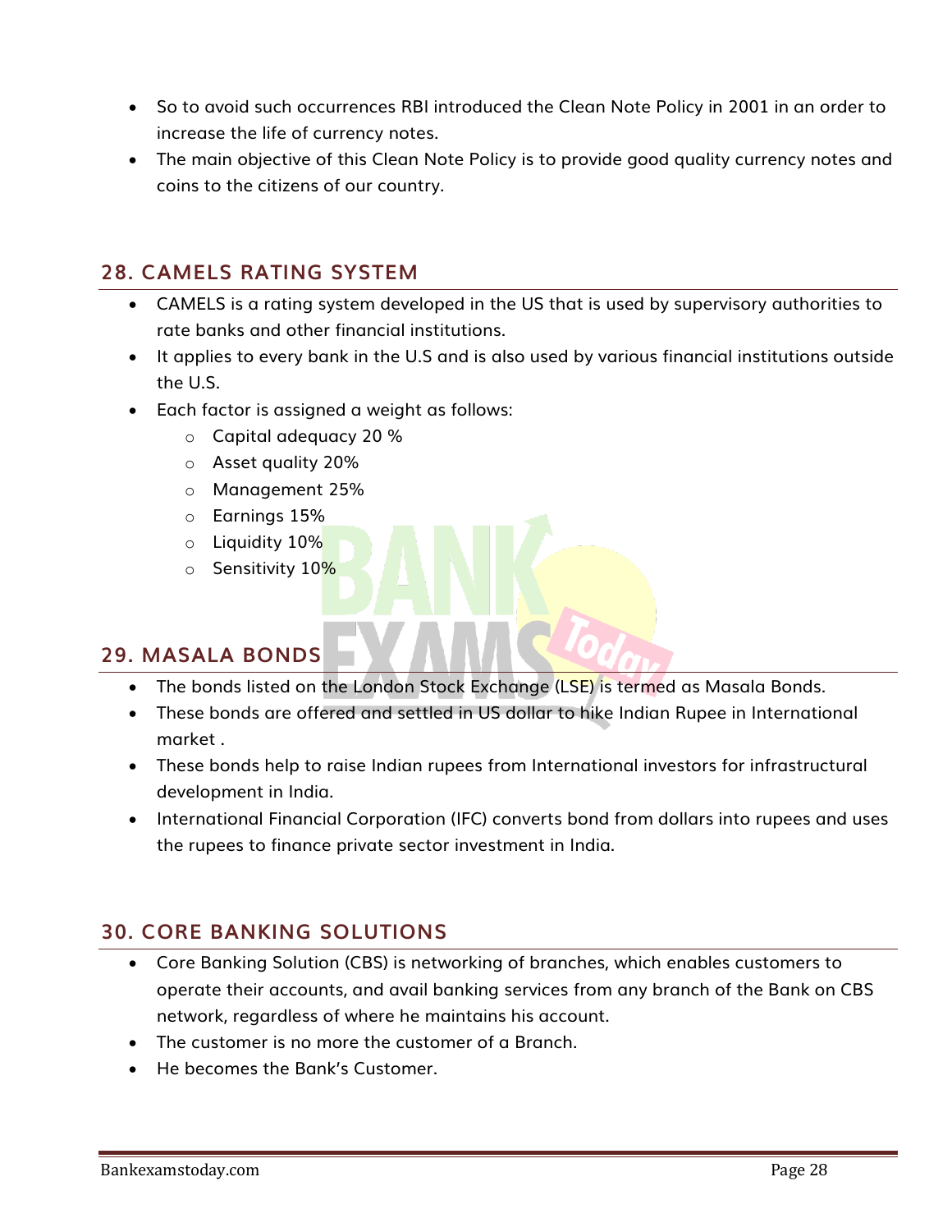- So to avoid such occurrences RBI introduced the Clean Note Policy in 2001 in an order to increase the life of currency notes.
- The main objective of this Clean Note Policy is to provide good quality currency notes and coins to the citizens of our country.

## 28. CAMELS RATING SYSTEM

- CAMELS is a rating system developed in the US that is used by supervisory authorities to rate banks and other financial institutions.
- It applies to every bank in the U.S and is also used by various financial institutions outside the U.S.
- Each factor is assigned a weight as follows:
    - Capital adequacy 20 %
    - Asset quality 20%
    - Management 25%
    - Earnings 15%
    - Liquidity 10%
    - Sensitivity 10%

## 29. MASALA BONDS

- The bonds listed on the London Stock Exchange (LSE) is termed as Masala Bonds.
- These bonds are offered and settled in US dollar to hike Indian Rupee in International market .
- These bonds help to raise Indian rupees from International investors for infrastructural development in India.
- International Financial Corporation (IFC) converts bond from dollars into rupees and uses the rupees to finance private sector investment in India.

## 30. CORE BANKING SOLUTIONS

- Core Banking Solution (CBS) is networking of branches, which enables customers to operate their accounts, and avail banking services from any branch of the Bank on CBS network, regardless of where he maintains his account.
- The customer is no more the customer of a Branch.
- He becomes the Bank's Customer.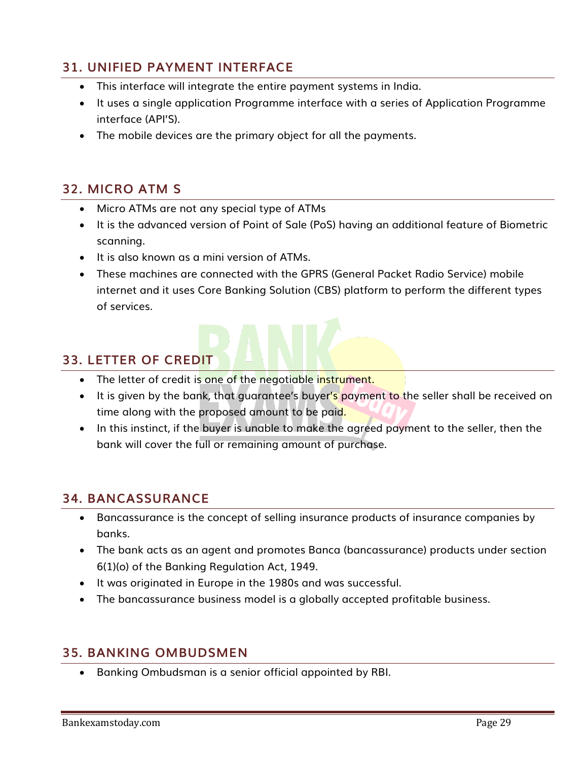## 31. UNIFIED PAYMENT INTERFACE

- This interface will integrate the entire payment systems in India.
- It uses a single application Programme interface with a series of Application Programme interface (API'S).
- The mobile devices are the primary object for all the payments.

## 32. MICRO ATM S

- Micro ATMs are not any special type of ATMs
- It is the advanced version of Point of Sale (PoS) having an additional feature of Biometric scanning.
- It is also known as a mini version of ATMs.
- These machines are connected with the GPRS (General Packet Radio Service) mobile internet and it uses Core Banking Solution (CBS) platform to perform the different types of services.

## 33. LETTER OF CREDIT

- The letter of credit is one of the negotiable instrument.
- It is given by the bank, that guarantee's buyer's payment to the seller shall be received on time along with the proposed amount to be paid.
- In this instinct, if the buyer is unable to make the agreed payment to the seller, then the bank will cover the full or remaining amount of purchase.

## 34. BANCASSURANCE

- Bancassurance is the concept of selling insurance products of insurance companies by banks.
- The bank acts as an agent and promotes Banca (bancassurance) products under section 6(1)(o) of the Banking Regulation Act, 1949.
- It was originated in Europe in the 1980s and was successful.
- The bancassurance business model is a globally accepted profitable business.

## 35. BANKING OMBUDSMEN

- Banking Ombudsman is a senior official appointed by RBI.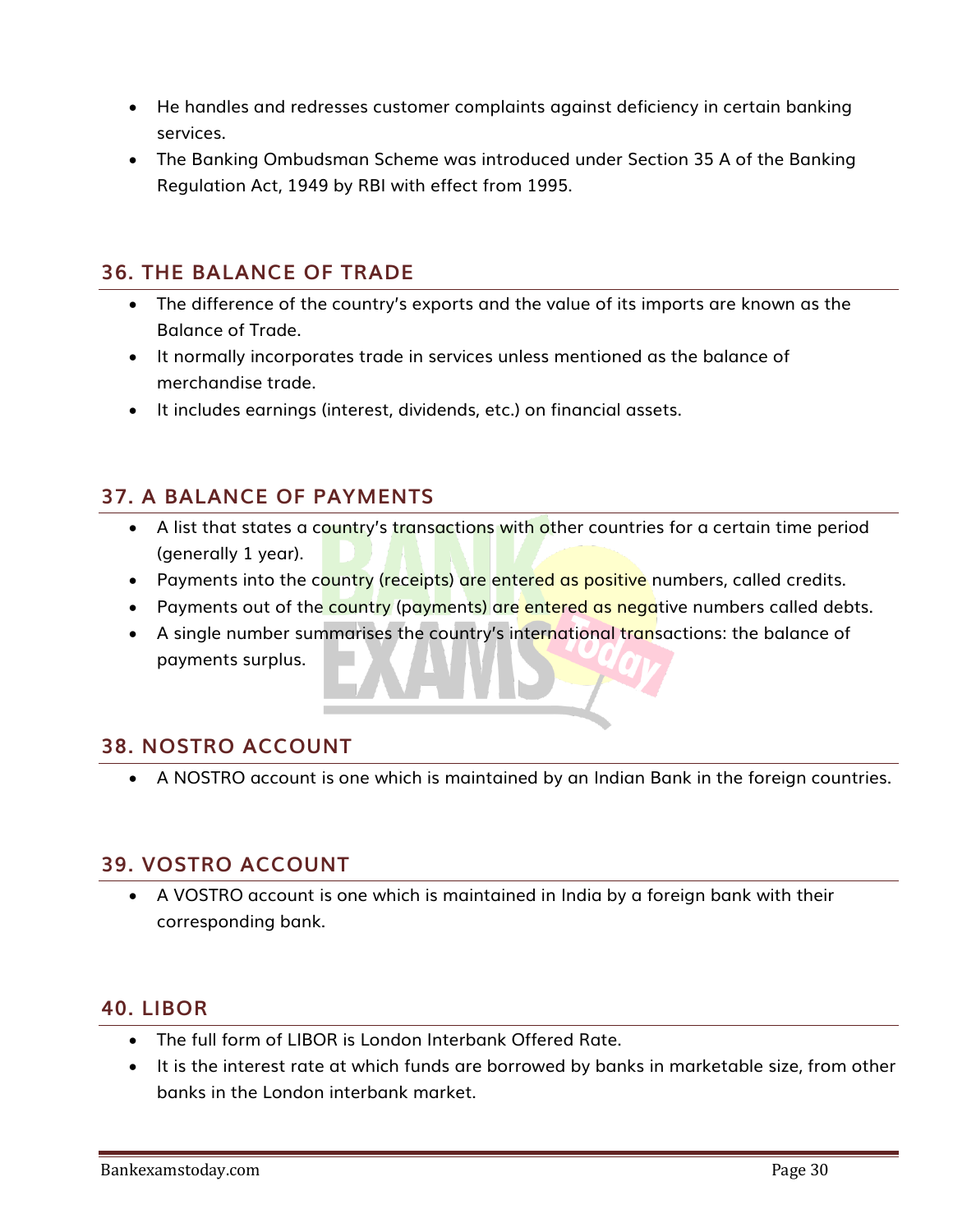- He handles and redresses customer complaints against deficiency in certain banking services.
- The Banking Ombudsman Scheme was introduced under Section 35 A of the Banking Regulation Act, 1949 by RBI with effect from 1995.

## 36. THE BALANCE OF TRADE

- The difference of the country's exports and the value of its imports are known as the Balance of Trade.
- It normally incorporates trade in services unless mentioned as the balance of merchandise trade.
- It includes earnings (interest, dividends, etc.) on financial assets.

## 37. A BALANCE OF PAYMENTS

- A list that states a country's transactions with other countries for a certain time period (generally 1 year).
- Payments into the country (receipts) are entered as positive numbers, called credits.
- Payments out of the country (payments) are entered as negative numbers called debts.
- A single number summarises the country's international transactions: the balance of payments surplus.

## 38. NOSTRO ACCOUNT

- A NOSTRO account is one which is maintained by an Indian Bank in the foreign countries.

## 39. VOSTRO ACCOUNT

- A VOSTRO account is one which is maintained in India by a foreign bank with their corresponding bank.

## 40. LIBOR

- The full form of LIBOR is London Interbank Offered Rate.
- It is the interest rate at which funds are borrowed by banks in marketable size, from other banks in the London interbank market.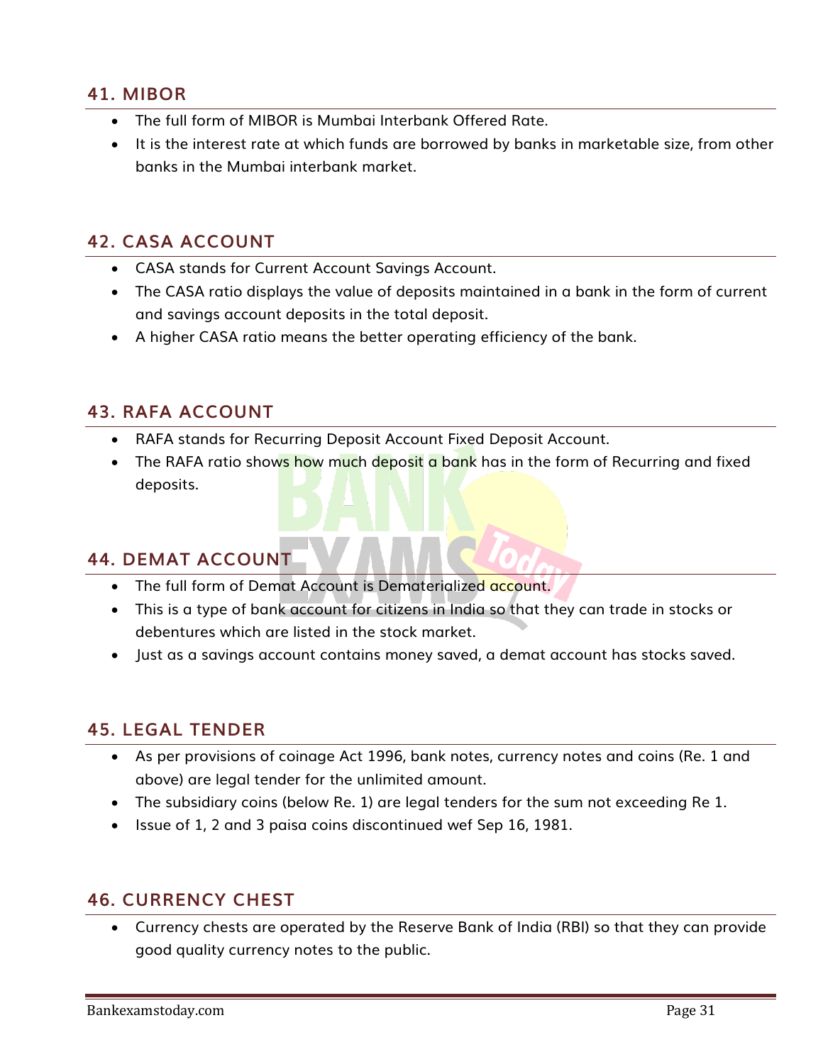## 41. MIBOR

- The full form of MIBOR is Mumbai Interbank Offered Rate.
- It is the interest rate at which funds are borrowed by banks in marketable size, from other banks in the Mumbai interbank market.

## 42. CASA ACCOUNT

- CASA stands for Current Account Savings Account.
- The CASA ratio displays the value of deposits maintained in a bank in the form of current and savings account deposits in the total deposit.
- A higher CASA ratio means the better operating efficiency of the bank.

## 43. RAFA ACCOUNT

- RAFA stands for Recurring Deposit Account Fixed Deposit Account.
- The RAFA ratio shows how much deposit a bank has in the form of Recurring and fixed deposits.

## 44. DEMAT ACCOUNT

- The full form of Demat Account is Dematerialized account.
- This is a type of bank account for citizens in India so that they can trade in stocks or debentures which are listed in the stock market.
- Just as a savings account contains money saved, a demat account has stocks saved.

## 45. LEGAL TENDER

- As per provisions of coinage Act 1996, bank notes, currency notes and coins (Re. 1 and above) are legal tender for the unlimited amount.
- The subsidiary coins (below Re. 1) are legal tenders for the sum not exceeding Re 1.
- Issue of 1, 2 and 3 paisa coins discontinued wef Sep 16, 1981.

## 46. CURRENCY CHEST

- Currency chests are operated by the Reserve Bank of India (RBI) so that they can provide good quality currency notes to the public.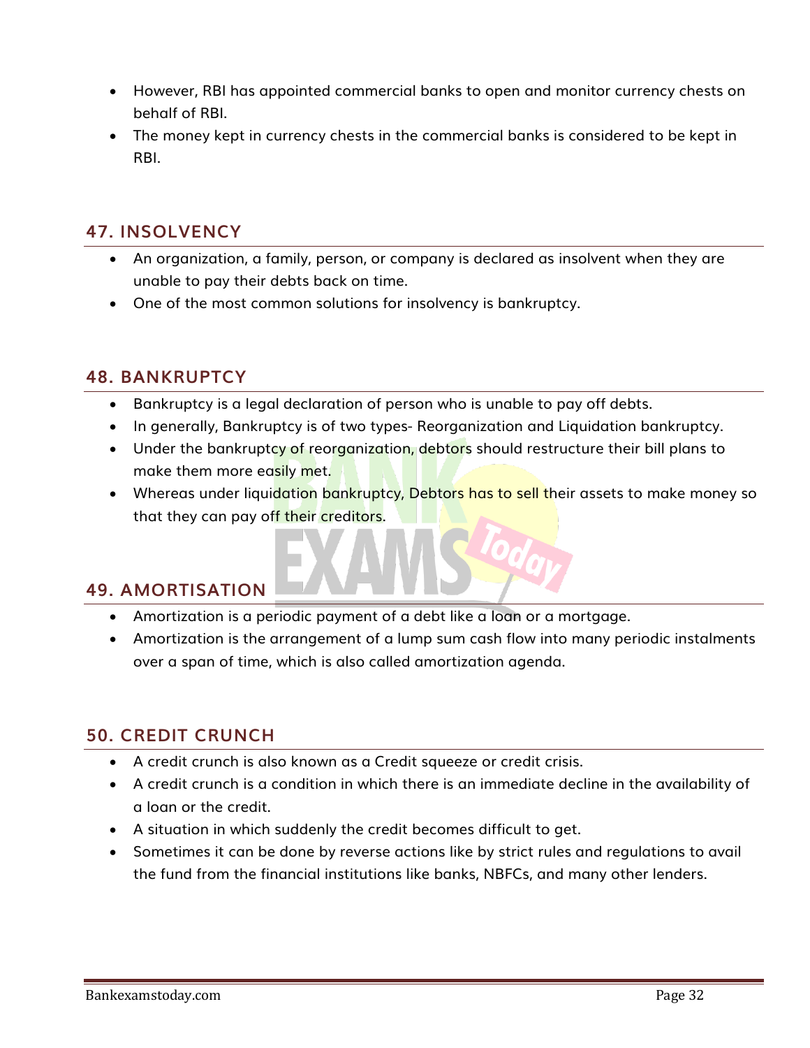- However, RBI has appointed commercial banks to open and monitor currency chests on behalf of RBI.
- The money kept in currency chests in the commercial banks is considered to be kept in RBI.

## 47. INSOLVENCY

- An organization, a family, person, or company is declared as insolvent when they are unable to pay their debts back on time.
- One of the most common solutions for insolvency is bankruptcy.

## 48. BANKRUPTCY

- Bankruptcy is a legal declaration of person who is unable to pay off debts.
- In generally, Bankruptcy is of two types- Reorganization and Liquidation bankruptcy.
- Under the bankruptcy of reorganization, debtors should restructure their bill plans to make them more easily met.
- Whereas under liquidation bankruptcy, Debtors has to sell their assets to make money so that they can pay off their creditors.

## 49. AMORTISATION

- Amortization is a periodic payment of a debt like a loan or a mortgage.
- Amortization is the arrangement of a lump sum cash flow into many periodic instalments over a span of time, which is also called amortization agenda.

## 50. CREDIT CRUNCH

- A credit crunch is also known as a Credit squeeze or credit crisis.
- A credit crunch is a condition in which there is an immediate decline in the availability of a loan or the credit.
- A situation in which suddenly the credit becomes difficult to get.
- Sometimes it can be done by reverse actions like by strict rules and regulations to avail the fund from the financial institutions like banks, NBFCs, and many other lenders.